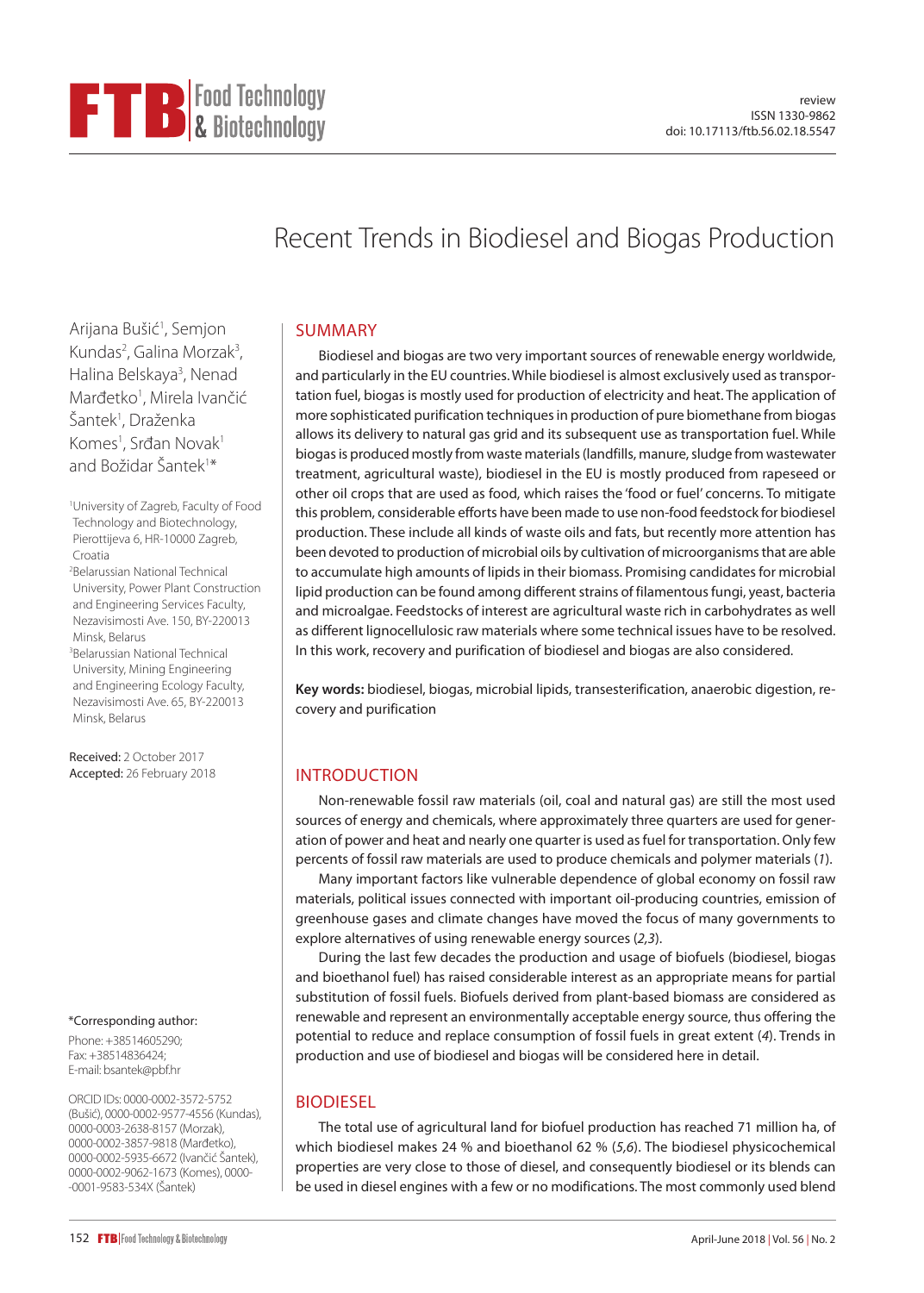review
ISSN 1330-9862
doi: 10.17113/ftb.56.02.18.5547

# Recent Trends in Biodiesel and Biogas Production

Arijana Bušić[1], Semjon Kundas[2], Galina Morzak[3], Halina Belskaya[3], Nenad Marđetko[1], Mirela Ivančić Šantek[1], Draženka Komes[1], Srđan Novak[1] and Božidar Šantek[1]*

[1]University of Zagreb, Faculty of Food Technology and Biotechnology, Pierottijeva 6, HR-10000 Zagreb, Croatia

[2]Belarussian National Technical University, Power Plant Construction and Engineering Services Faculty, Nezavisimosti Ave. 150, BY-220013 Minsk, Belarus

[3]Belarussian National Technical University, Mining Engineering and Engineering Ecology Faculty, Nezavisimosti Ave. 65, BY-220013 Minsk, Belarus

**Received:** 2 October 2017
**Accepted:** 26 February 2018

*Corresponding author:
Phone: +38514605290;
Fax: +38514836424;
E-mail: bsantek@pbf.hr

ORCID IDs: 0000-0002-3572-5752 (Bušić), 0000-0002-9577-4556 (Kundas), 0000-0003-2638-8157 (Morzak), 0000-0002-3857-9818 (Marđetko), 0000-0002-5935-6672 (Ivančić Šantek), 0000-0002-9062-1673 (Komes), 0000-0001-9583-534X (Šantek)

## SUMMARY

Biodiesel and biogas are two very important sources of renewable energy worldwide, and particularly in the EU countries. While biodiesel is almost exclusively used as transportation fuel, biogas is mostly used for production of electricity and heat. The application of more sophisticated purification techniques in production of pure biomethane from biogas allows its delivery to natural gas grid and its subsequent use as transportation fuel. While biogas is produced mostly from waste materials (landfills, manure, sludge from wastewater treatment, agricultural waste), biodiesel in the EU is mostly produced from rapeseed or other oil crops that are used as food, which raises the 'food or fuel' concerns. To mitigate this problem, considerable efforts have been made to use non-food feedstock for biodiesel production. These include all kinds of waste oils and fats, but recently more attention has been devoted to production of microbial oils by cultivation of microorganisms that are able to accumulate high amounts of lipids in their biomass. Promising candidates for microbial lipid production can be found among different strains of filamentous fungi, yeast, bacteria and microalgae. Feedstocks of interest are agricultural waste rich in carbohydrates as well as different lignocellulosic raw materials where some technical issues have to be resolved. In this work, recovery and purification of biodiesel and biogas are also considered.

**Key words:** biodiesel, biogas, microbial lipids, transesterification, anaerobic digestion, recovery and purification

## INTRODUCTION

Non-renewable fossil raw materials (oil, coal and natural gas) are still the most used sources of energy and chemicals, where approximately three quarters are used for generation of power and heat and nearly one quarter is used as fuel for transportation. Only few percents of fossil raw materials are used to produce chemicals and polymer materials (*1*).

Many important factors like vulnerable dependence of global economy on fossil raw materials, political issues connected with important oil-producing countries, emission of greenhouse gases and climate changes have moved the focus of many governments to explore alternatives of using renewable energy sources (*2,3*).

During the last few decades the production and usage of biofuels (biodiesel, biogas and bioethanol fuel) has raised considerable interest as an appropriate means for partial substitution of fossil fuels. Biofuels derived from plant-based biomass are considered as renewable and represent an environmentally acceptable energy source, thus offering the potential to reduce and replace consumption of fossil fuels in great extent (*4*). Trends in production and use of biodiesel and biogas will be considered here in detail.

## BIODIESEL

The total use of agricultural land for biofuel production has reached 71 million ha, of which biodiesel makes 24 % and bioethanol 62 % (*5,6*). The biodiesel physicochemical properties are very close to those of diesel, and consequently biodiesel or its blends can be used in diesel engines with a few or no modifications. The most commonly used blend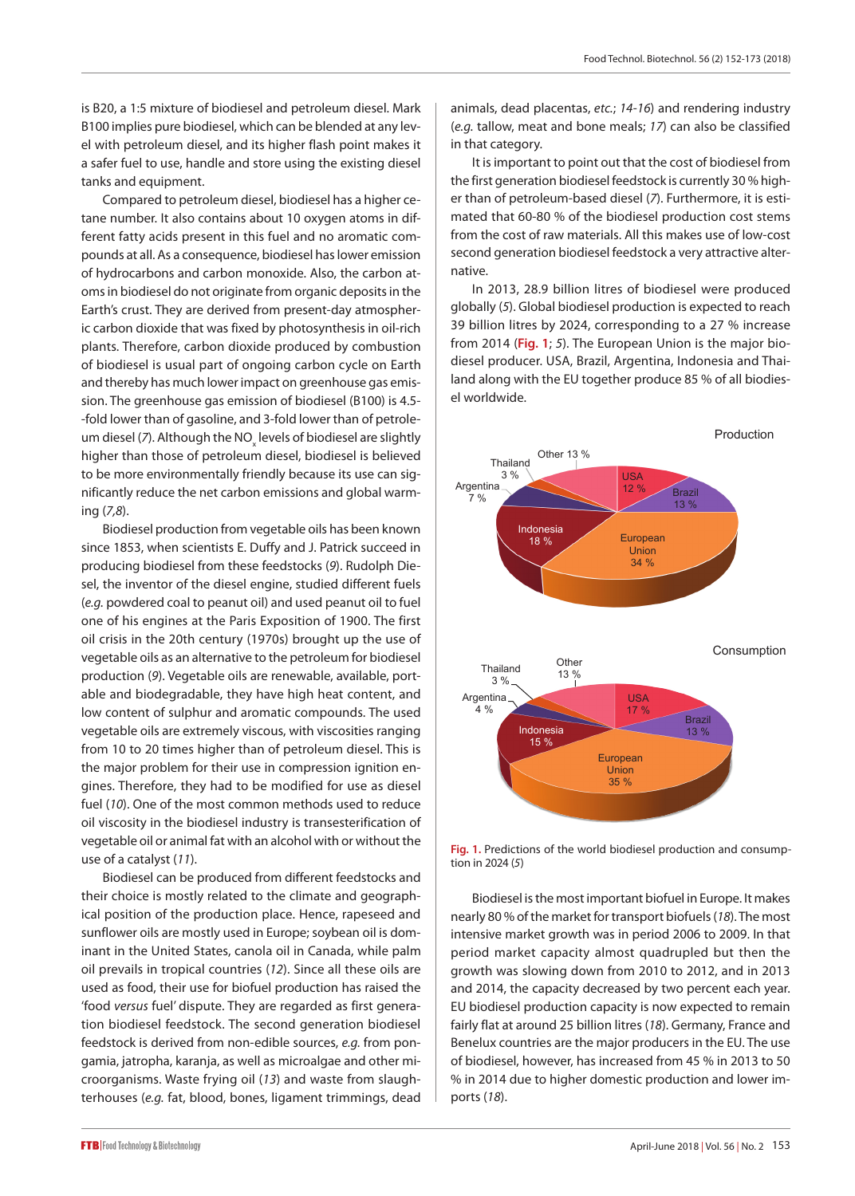is B20, a 1:5 mixture of biodiesel and petroleum diesel. Mark B100 implies pure biodiesel, which can be blended at any level with petroleum diesel, and its higher flash point makes it a safer fuel to use, handle and store using the existing diesel tanks and equipment.

Compared to petroleum diesel, biodiesel has a higher cetane number. It also contains about 10 oxygen atoms in different fatty acids present in this fuel and no aromatic compounds at all. As a consequence, biodiesel has lower emission of hydrocarbons and carbon monoxide. Also, the carbon atoms in biodiesel do not originate from organic deposits in the Earth's crust. They are derived from present-day atmospheric carbon dioxide that was fixed by photosynthesis in oil-rich plants. Therefore, carbon dioxide produced by combustion of biodiesel is usual part of ongoing carbon cycle on Earth and thereby has much lower impact on greenhouse gas emission. The greenhouse gas emission of biodiesel (B100) is 4.5-fold lower than of gasoline, and 3-fold lower than of petroleum diesel (*7*). Although the $NO_x$ levels of biodiesel are slightly higher than those of petroleum diesel, biodiesel is believed to be more environmentally friendly because its use can significantly reduce the net carbon emissions and global warming (*7,8*).

Biodiesel production from vegetable oils has been known since 1853, when scientists E. Duffy and J. Patrick succeed in producing biodiesel from these feedstocks (*9*). Rudolph Diesel, the inventor of the diesel engine, studied different fuels (*e.g.* powdered coal to peanut oil) and used peanut oil to fuel one of his engines at the Paris Exposition of 1900. The first oil crisis in the 20th century (1970s) brought up the use of vegetable oils as an alternative to the petroleum for biodiesel production (*9*). Vegetable oils are renewable, available, portable and biodegradable, they have high heat content, and low content of sulphur and aromatic compounds. The used vegetable oils are extremely viscous, with viscosities ranging from 10 to 20 times higher than of petroleum diesel. This is the major problem for their use in compression ignition engines. Therefore, they had to be modified for use as diesel fuel (*10*). One of the most common methods used to reduce oil viscosity in the biodiesel industry is transesterification of vegetable oil or animal fat with an alcohol with or without the use of a catalyst (*11*).

Biodiesel can be produced from different feedstocks and their choice is mostly related to the climate and geographical position of the production place. Hence, rapeseed and sunflower oils are mostly used in Europe; soybean oil is dominant in the United States, canola oil in Canada, while palm oil prevails in tropical countries (*12*). Since all these oils are used as food, their use for biofuel production has raised the 'food *versus* fuel' dispute. They are regarded as first generation biodiesel feedstock. The second generation biodiesel feedstock is derived from non-edible sources, *e.g.* from pongamia, jatropha, karanja, as well as microalgae and other microorganisms. Waste frying oil (*13*) and waste from slaughterhouses (*e.g.* fat, blood, bones, ligament trimmings, dead animals, dead placentas, *etc.*; *14-16*) and rendering industry (*e.g.* tallow, meat and bone meals; *17*) can also be classified in that category.

It is important to point out that the cost of biodiesel from the first generation biodiesel feedstock is currently 30 % higher than of petroleum-based diesel (*7*). Furthermore, it is estimated that 60-80 % of the biodiesel production cost stems from the cost of raw materials. All this makes use of low-cost second generation biodiesel feedstock a very attractive alternative.

In 2013, 28.9 billion litres of biodiesel were produced globally (*5*). Global biodiesel production is expected to reach 39 billion litres by 2024, corresponding to a 27 % increase from 2014 (**Fig. 1**; *5*). The European Union is the major biodiesel producer. USA, Brazil, Argentina, Indonesia and Thailand along with the EU together produce 85 % of all biodiesel worldwide.

**Fig. 1.** Predictions of the world biodiesel production and consumption in 2024 (*5*)

Biodiesel is the most important biofuel in Europe. It makes nearly 80 % of the market for transport biofuels (*18*). The most intensive market growth was in period 2006 to 2009. In that period market capacity almost quadrupled but then the growth was slowing down from 2010 to 2012, and in 2013 and 2014, the capacity decreased by two percent each year. EU biodiesel production capacity is now expected to remain fairly flat at around 25 billion litres (*18*). Germany, France and Benelux countries are the major producers in the EU. The use of biodiesel, however, has increased from 45 % in 2013 to 50 % in 2014 due to higher domestic production and lower imports (*18*).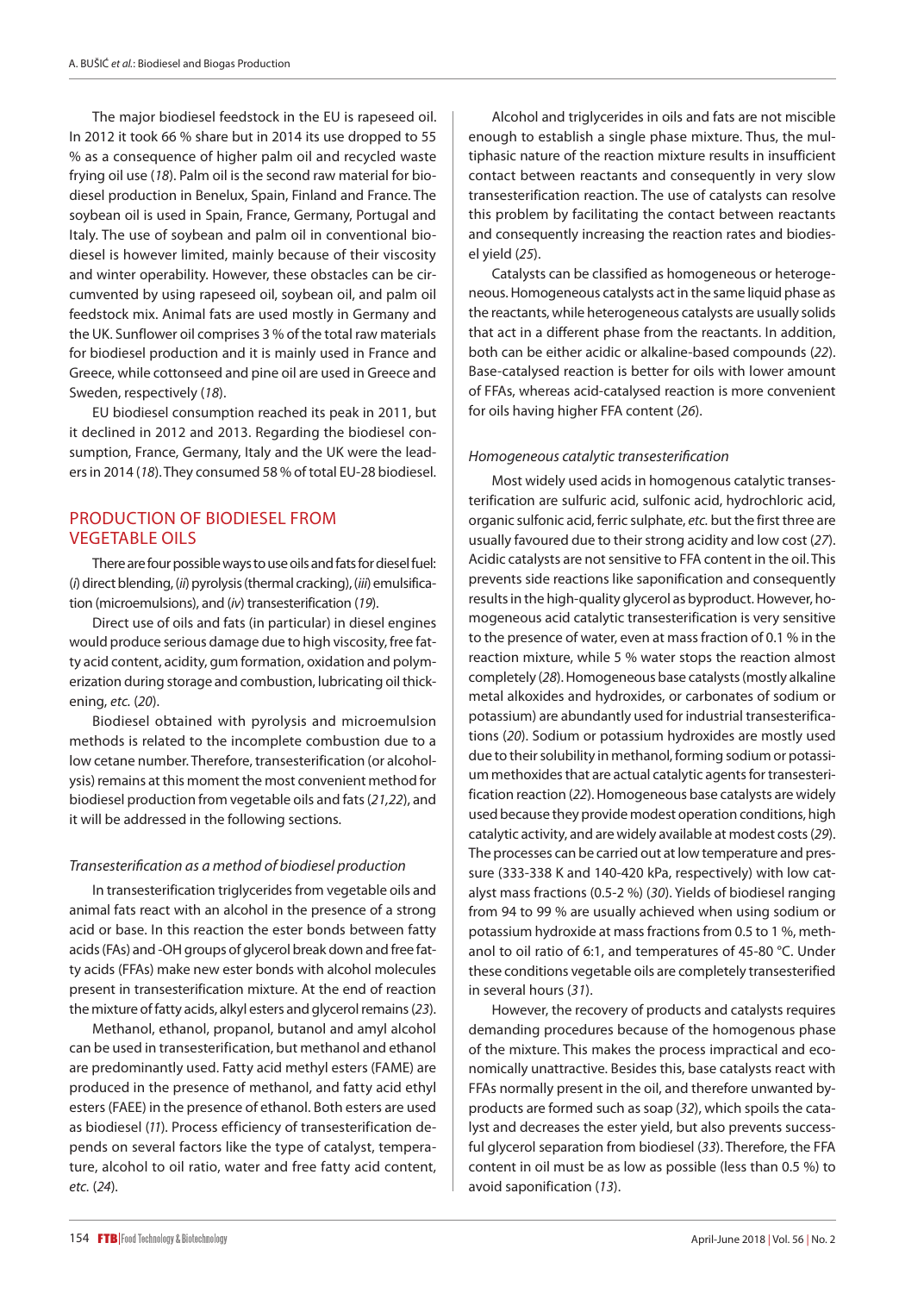The major biodiesel feedstock in the EU is rapeseed oil. In 2012 it took 66 % share but in 2014 its use dropped to 55 % as a consequence of higher palm oil and recycled waste frying oil use (*18*). Palm oil is the second raw material for biodiesel production in Benelux, Spain, Finland and France. The soybean oil is used in Spain, France, Germany, Portugal and Italy. The use of soybean and palm oil in conventional biodiesel is however limited, mainly because of their viscosity and winter operability. However, these obstacles can be circumvented by using rapeseed oil, soybean oil, and palm oil feedstock mix. Animal fats are used mostly in Germany and the UK. Sunflower oil comprises 3 % of the total raw materials for biodiesel production and it is mainly used in France and Greece, while cottonseed and pine oil are used in Greece and Sweden, respectively (*18*).

EU biodiesel consumption reached its peak in 2011, but it declined in 2012 and 2013. Regarding the biodiesel consumption, France, Germany, Italy and the UK were the leaders in 2014 (*18*). They consumed 58 % of total EU-28 biodiesel.

## PRODUCTION OF BIODIESEL FROM VEGETABLE OILS

There are four possible ways to use oils and fats for diesel fuel: (*i*) direct blending, (*ii*) pyrolysis (thermal cracking), (*iii*) emulsification (microemulsions), and (*iv*) transesterification (*19*).

Direct use of oils and fats (in particular) in diesel engines would produce serious damage due to high viscosity, free fatty acid content, acidity, gum formation, oxidation and polymerization during storage and combustion, lubricating oil thickening, *etc.* (*20*).

Biodiesel obtained with pyrolysis and microemulsion methods is related to the incomplete combustion due to a low cetane number. Therefore, transesterification (or alcoholysis) remains at this moment the most convenient method for biodiesel production from vegetable oils and fats (*21,22*), and it will be addressed in the following sections.

### *Transesterification as a method of biodiesel production*

In transesterification triglycerides from vegetable oils and animal fats react with an alcohol in the presence of a strong acid or base. In this reaction the ester bonds between fatty acids (FAs) and -OH groups of glycerol break down and free fatty acids (FFAs) make new ester bonds with alcohol molecules present in transesterification mixture. At the end of reaction the mixture of fatty acids, alkyl esters and glycerol remains (*23*).

Methanol, ethanol, propanol, butanol and amyl alcohol can be used in transesterification, but methanol and ethanol are predominantly used. Fatty acid methyl esters (FAME) are produced in the presence of methanol, and fatty acid ethyl esters (FAEE) in the presence of ethanol. Both esters are used as biodiesel (*11*). Process efficiency of transesterification depends on several factors like the type of catalyst, temperature, alcohol to oil ratio, water and free fatty acid content, *etc.* (*24*).

Alcohol and triglycerides in oils and fats are not miscible enough to establish a single phase mixture. Thus, the multiphasic nature of the reaction mixture results in insufficient contact between reactants and consequently in very slow transesterification reaction. The use of catalysts can resolve this problem by facilitating the contact between reactants and consequently increasing the reaction rates and biodiesel yield (*25*).

Catalysts can be classified as homogeneous or heterogeneous. Homogeneous catalysts act in the same liquid phase as the reactants, while heterogeneous catalysts are usually solids that act in a different phase from the reactants. In addition, both can be either acidic or alkaline-based compounds (*22*). Base-catalysed reaction is better for oils with lower amount of FFAs, whereas acid-catalysed reaction is more convenient for oils having higher FFA content (*26*).

### *Homogeneous catalytic transesterification*

Most widely used acids in homogenous catalytic transesterification are sulfuric acid, sulfonic acid, hydrochloric acid, organic sulfonic acid, ferric sulphate, *etc.* but the first three are usually favoured due to their strong acidity and low cost (*27*). Acidic catalysts are not sensitive to FFA content in the oil. This prevents side reactions like saponification and consequently results in the high-quality glycerol as byproduct. However, homogeneous acid catalytic transesterification is very sensitive to the presence of water, even at mass fraction of 0.1 % in the reaction mixture, while 5 % water stops the reaction almost completely (*28*). Homogeneous base catalysts (mostly alkaline metal alkoxides and hydroxides, or carbonates of sodium or potassium) are abundantly used for industrial transesterifications (*20*). Sodium or potassium hydroxides are mostly used due to their solubility in methanol, forming sodium or potassium methoxides that are actual catalytic agents for transesterification reaction (*22*). Homogeneous base catalysts are widely used because they provide modest operation conditions, high catalytic activity, and are widely available at modest costs (*29*). The processes can be carried out at low temperature and pressure (333-338 K and 140-420 kPa, respectively) with low catalyst mass fractions (0.5-2 %) (*30*). Yields of biodiesel ranging from 94 to 99 % are usually achieved when using sodium or potassium hydroxide at mass fractions from 0.5 to 1 %, methanol to oil ratio of 6:1, and temperatures of 45-80 °C. Under these conditions vegetable oils are completely transesterified in several hours (*31*).

However, the recovery of products and catalysts requires demanding procedures because of the homogenous phase of the mixture. This makes the process impractical and economically unattractive. Besides this, base catalysts react with FFAs normally present in the oil, and therefore unwanted byproducts are formed such as soap (*32*), which spoils the catalyst and decreases the ester yield, but also prevents successful glycerol separation from biodiesel (*33*). Therefore, the FFA content in oil must be as low as possible (less than 0.5 %) to avoid saponification (*13*).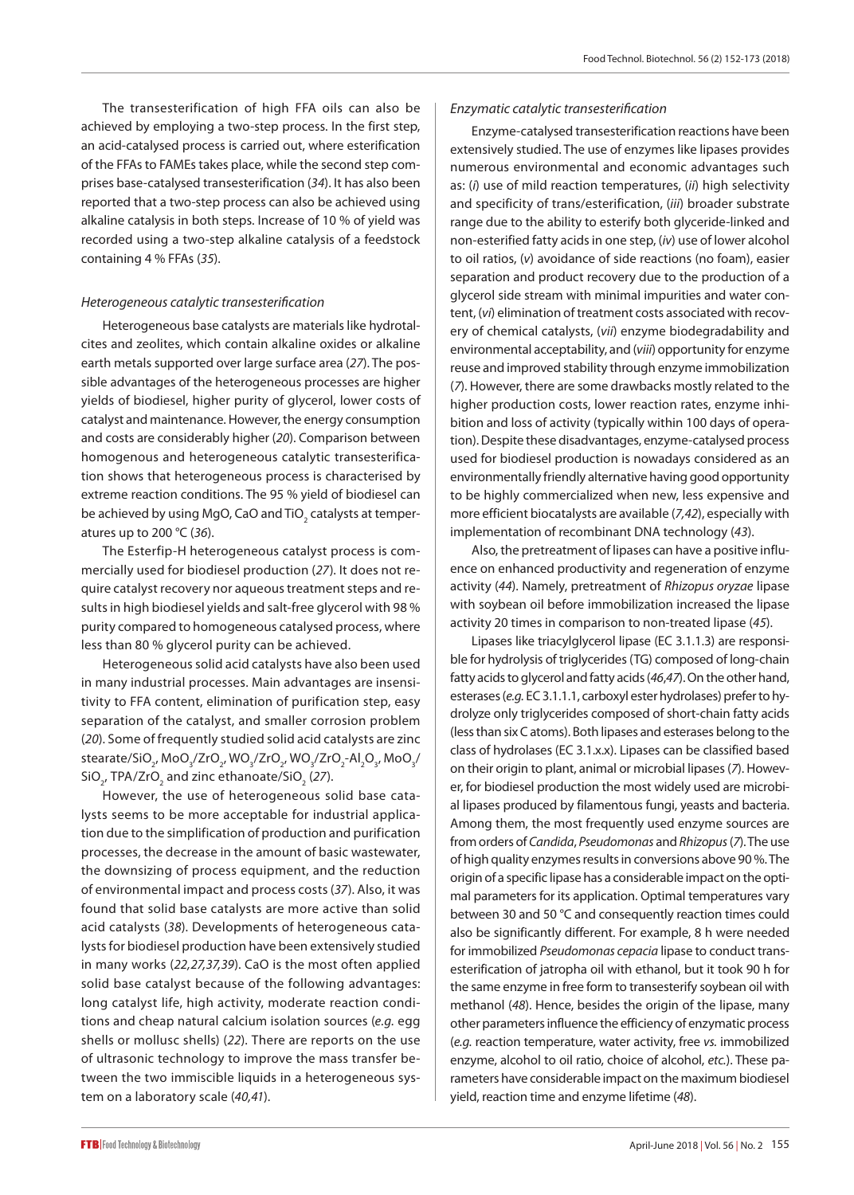The transesterification of high FFA oils can also be achieved by employing a two-step process. In the first step, an acid-catalysed process is carried out, where esterification of the FFAs to FAMEs takes place, while the second step comprises base-catalysed transesterification (*34*). It has also been reported that a two-step process can also be achieved using alkaline catalysis in both steps. Increase of 10 % of yield was recorded using a two-step alkaline catalysis of a feedstock containing 4 % FFAs (*35*).

### *Heterogeneous catalytic transesterification*

Heterogeneous base catalysts are materials like hydrotalcites and zeolites, which contain alkaline oxides or alkaline earth metals supported over large surface area (*27*). The possible advantages of the heterogeneous processes are higher yields of biodiesel, higher purity of glycerol, lower costs of catalyst and maintenance. However, the energy consumption and costs are considerably higher (*20*). Comparison between homogenous and heterogeneous catalytic transesterification shows that heterogeneous process is characterised by extreme reaction conditions. The 95 % yield of biodiesel can be achieved by using MgO, CaO and $TiO_2$ catalysts at temperatures up to 200 °C (*36*).

The Esterfip-H heterogeneous catalyst process is commercially used for biodiesel production (*27*). It does not require catalyst recovery nor aqueous treatment steps and results in high biodiesel yields and salt-free glycerol with 98 % purity compared to homogeneous catalysed process, where less than 80 % glycerol purity can be achieved.

Heterogeneous solid acid catalysts have also been used in many industrial processes. Main advantages are insensitivity to FFA content, elimination of purification step, easy separation of the catalyst, and smaller corrosion problem (*20*). Some of frequently studied solid acid catalysts are zinc stearate/$SiO_2$, $MoO_3/ZrO_2$, $WO_3/ZrO_2$, $WO_3/ZrO_2$-$Al_2O_3$, $MoO_3/SiO_2$, TPA/$ZrO_2$ and zinc ethanoate/$SiO_2$ (*27*).

However, the use of heterogeneous solid base catalysts seems to be more acceptable for industrial application due to the simplification of production and purification processes, the decrease in the amount of basic wastewater, the downsizing of process equipment, and the reduction of environmental impact and process costs (*37*). Also, it was found that solid base catalysts are more active than solid acid catalysts (*38*). Developments of heterogeneous catalysts for biodiesel production have been extensively studied in many works (*22,27,37,39*). CaO is the most often applied solid base catalyst because of the following advantages: long catalyst life, high activity, moderate reaction conditions and cheap natural calcium isolation sources (*e.g.* egg shells or mollusc shells) (*22*). There are reports on the use of ultrasonic technology to improve the mass transfer between the two immiscible liquids in a heterogeneous system on a laboratory scale (*40,41*).

### *Enzymatic catalytic transesterification*

Enzyme-catalysed transesterification reactions have been extensively studied. The use of enzymes like lipases provides numerous environmental and economic advantages such as: (*i*) use of mild reaction temperatures, (*ii*) high selectivity and specificity of trans/esterification, (*iii*) broader substrate range due to the ability to esterify both glyceride-linked and non-esterified fatty acids in one step, (*iv*) use of lower alcohol to oil ratios, (*v*) avoidance of side reactions (no foam), easier separation and product recovery due to the production of a glycerol side stream with minimal impurities and water content, (*vi*) elimination of treatment costs associated with recovery of chemical catalysts, (*vii*) enzyme biodegradability and environmental acceptability, and (*viii*) opportunity for enzyme reuse and improved stability through enzyme immobilization (*7*). However, there are some drawbacks mostly related to the higher production costs, lower reaction rates, enzyme inhibition and loss of activity (typically within 100 days of operation). Despite these disadvantages, enzyme-catalysed process used for biodiesel production is nowadays considered as an environmentally friendly alternative having good opportunity to be highly commercialized when new, less expensive and more efficient biocatalysts are available (*7,42*), especially with implementation of recombinant DNA technology (*43*).

Also, the pretreatment of lipases can have a positive influence on enhanced productivity and regeneration of enzyme activity (*44*). Namely, pretreatment of *Rhizopus oryzae* lipase with soybean oil before immobilization increased the lipase activity 20 times in comparison to non-treated lipase (*45*).

Lipases like triacylglycerol lipase (EC 3.1.1.3) are responsible for hydrolysis of triglycerides (TG) composed of long-chain fatty acids to glycerol and fatty acids (*46,47*). On the other hand, esterases (*e.g.* EC 3.1.1.1, carboxyl ester hydrolases) prefer to hydrolyze only triglycerides composed of short-chain fatty acids (less than six C atoms). Both lipases and esterases belong to the class of hydrolases (EC 3.1.x.x). Lipases can be classified based on their origin to plant, animal or microbial lipases (*7*). However, for biodiesel production the most widely used are microbial lipases produced by filamentous fungi, yeasts and bacteria. Among them, the most frequently used enzyme sources are from orders of *Candida*, *Pseudomonas* and *Rhizopus* (*7*). The use of high quality enzymes results in conversions above 90 %. The origin of a specific lipase has a considerable impact on the optimal parameters for its application. Optimal temperatures vary between 30 and 50 °C and consequently reaction times could also be significantly different. For example, 8 h were needed for immobilized *Pseudomonas cepacia* lipase to conduct transesterification of jatropha oil with ethanol, but it took 90 h for the same enzyme in free form to transesterify soybean oil with methanol (*48*). Hence, besides the origin of the lipase, many other parameters influence the efficiency of enzymatic process (*e.g.* reaction temperature, water activity, free *vs.* immobilized enzyme, alcohol to oil ratio, choice of alcohol, *etc.*). These parameters have considerable impact on the maximum biodiesel yield, reaction time and enzyme lifetime (*48*).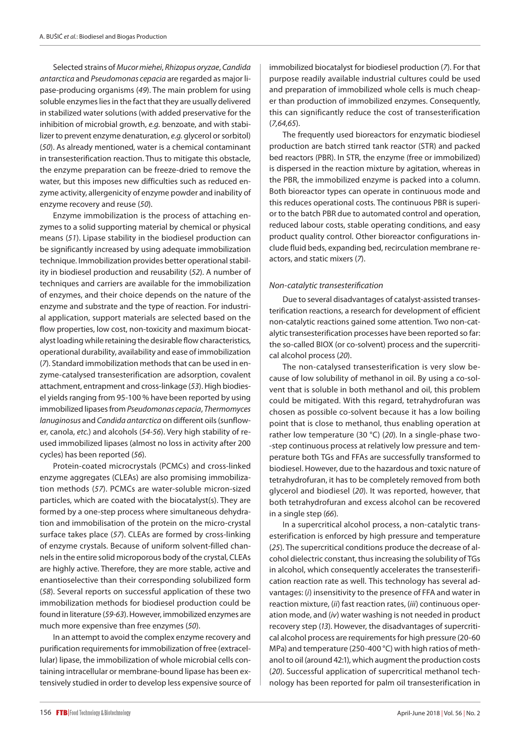Selected strains of *Mucor miehei*, *Rhizopus oryzae*, *Candida antarctica* and *Pseudomonas cepacia* are regarded as major lipase-producing organisms (*49*). The main problem for using soluble enzymes lies in the fact that they are usually delivered in stabilized water solutions (with added preservative for the inhibition of microbial growth, *e.g.* benzoate, and with stabilizer to prevent enzyme denaturation, *e.g.* glycerol or sorbitol) (*50*). As already mentioned, water is a chemical contaminant in transesterification reaction. Thus to mitigate this obstacle, the enzyme preparation can be freeze-dried to remove the water, but this imposes new difficulties such as reduced enzyme activity, allergenicity of enzyme powder and inability of enzyme recovery and reuse (*50*).

Enzyme immobilization is the process of attaching enzymes to a solid supporting material by chemical or physical means (*51*). Lipase stability in the biodiesel production can be significantly increased by using adequate immobilization technique. Immobilization provides better operational stability in biodiesel production and reusability (*52*). A number of techniques and carriers are available for the immobilization of enzymes, and their choice depends on the nature of the enzyme and substrate and the type of reaction. For industrial application, support materials are selected based on the flow properties, low cost, non-toxicity and maximum biocatalyst loading while retaining the desirable flow characteristics, operational durability, availability and ease of immobilization (*7*). Standard immobilization methods that can be used in enzyme-catalysed transesterification are adsorption, covalent attachment, entrapment and cross-linkage (*53*). High biodiesel yields ranging from 95-100 % have been reported by using immobilized lipases from *Pseudomonas cepacia*, *Thermomyces lanuginosus* and *Candida antarctica* on different oils (sunflower, canola, *etc.*) and alcohols (*54-56*). Very high stability of reused immobilized lipases (almost no loss in activity after 200 cycles) has been reported (*56*).

Protein-coated microcrystals (PCMCs) and cross-linked enzyme aggregates (CLEAs) are also promising immobilization methods (*57*). PCMCs are water-soluble micron-sized particles, which are coated with the biocatalyst(s). They are formed by a one-step process where simultaneous dehydration and immobilisation of the protein on the micro-crystal surface takes place (*57*). CLEAs are formed by cross-linking of enzyme crystals. Because of uniform solvent-filled channels in the entire solid microporous body of the crystal, CLEAs are highly active. Therefore, they are more stable, active and enantioselective than their corresponding solubilized form (*58*). Several reports on successful application of these two immobilization methods for biodiesel production could be found in literature (*59-63*). However, immobilized enzymes are much more expensive than free enzymes (*50*).

In an attempt to avoid the complex enzyme recovery and purification requirements for immobilization of free (extracellular) lipase, the immobilization of whole microbial cells containing intracellular or membrane-bound lipase has been extensively studied in order to develop less expensive source of immobilized biocatalyst for biodiesel production (*7*). For that purpose readily available industrial cultures could be used and preparation of immobilized whole cells is much cheaper than production of immobilized enzymes. Consequently, this can significantly reduce the cost of transesterification (*7,64,65*).

The frequently used bioreactors for enzymatic biodiesel production are batch stirred tank reactor (STR) and packed bed reactors (PBR). In STR, the enzyme (free or immobilized) is dispersed in the reaction mixture by agitation, whereas in the PBR, the immobilized enzyme is packed into a column. Both bioreactor types can operate in continuous mode and this reduces operational costs. The continuous PBR is superior to the batch PBR due to automated control and operation, reduced labour costs, stable operating conditions, and easy product quality control. Other bioreactor configurations include fluid beds, expanding bed, recirculation membrane reactors, and static mixers (*7*).

### *Non-catalytic transesterification*

Due to several disadvantages of catalyst-assisted transesterification reactions, a research for development of efficient non-catalytic reactions gained some attention. Two non-catalytic transesterification processes have been reported so far: the so-called BIOX (or co-solvent) process and the supercritical alcohol process (*20*).

The non-catalysed transesterification is very slow because of low solubility of methanol in oil. By using a co-solvent that is soluble in both methanol and oil, this problem could be mitigated. With this regard, tetrahydrofuran was chosen as possible co-solvent because it has a low boiling point that is close to methanol, thus enabling operation at rather low temperature (30 °C) (*20*). In a single-phase two-step continuous process at relatively low pressure and temperature both TGs and FFAs are successfully transformed to biodiesel. However, due to the hazardous and toxic nature of tetrahydrofuran, it has to be completely removed from both glycerol and biodiesel (*20*). It was reported, however, that both tetrahydrofuran and excess alcohol can be recovered in a single step (*66*).

In a supercritical alcohol process, a non-catalytic transesterification is enforced by high pressure and temperature (*25*). The supercritical conditions produce the decrease of alcohol dielectric constant, thus increasing the solubility of TGs in alcohol, which consequently accelerates the transesterification reaction rate as well. This technology has several advantages: (*i*) insensitivity to the presence of FFA and water in reaction mixture, (*ii*) fast reaction rates, (*iii*) continuous operation mode, and (*iv*) water washing is not needed in product recovery step (*13*). However, the disadvantages of supercritical alcohol process are requirements for high pressure (20-60 MPa) and temperature (250-400 °C) with high ratios of methanol to oil (around 42:1), which augment the production costs (*20*). Successful application of supercritical methanol technology has been reported for palm oil transesterification in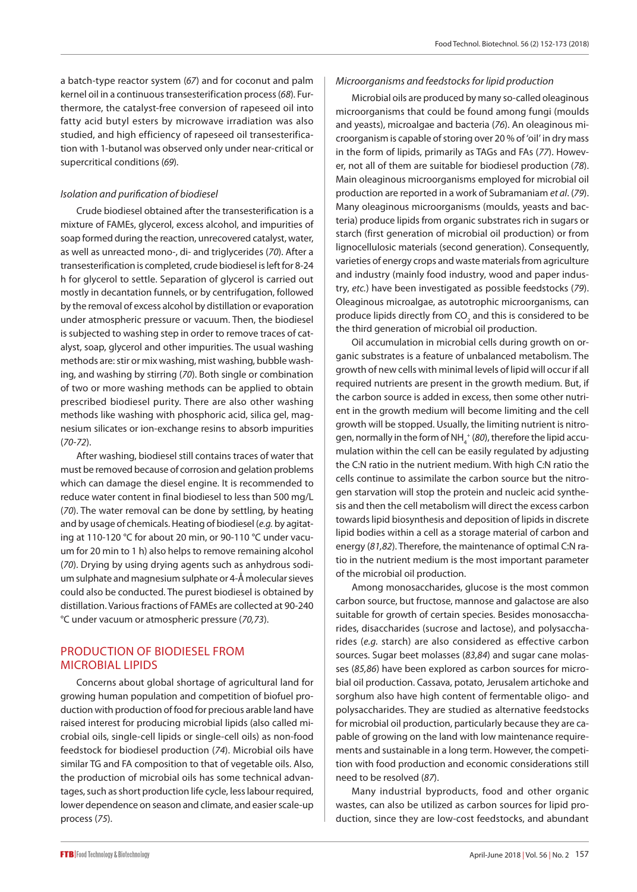a batch-type reactor system (*67*) and for coconut and palm kernel oil in a continuous transesterification process (*68*). Furthermore, the catalyst-free conversion of rapeseed oil into fatty acid butyl esters by microwave irradiation was also studied, and high efficiency of rapeseed oil transesterification with 1-butanol was observed only under near-critical or supercritical conditions (*69*).

### *Isolation and purification of biodiesel*

Crude biodiesel obtained after the transesterification is a mixture of FAMEs, glycerol, excess alcohol, and impurities of soap formed during the reaction, unrecovered catalyst, water, as well as unreacted mono-, di- and triglycerides (*70*). After a transesterification is completed, crude biodiesel is left for 8-24 h for glycerol to settle. Separation of glycerol is carried out mostly in decantation funnels, or by centrifugation, followed by the removal of excess alcohol by distillation or evaporation under atmospheric pressure or vacuum. Then, the biodiesel is subjected to washing step in order to remove traces of catalyst, soap, glycerol and other impurities. The usual washing methods are: stir or mix washing, mist washing, bubble washing, and washing by stirring (*70*). Both single or combination of two or more washing methods can be applied to obtain prescribed biodiesel purity. There are also other washing methods like washing with phosphoric acid, silica gel, magnesium silicates or ion-exchange resins to absorb impurities (*70-72*).

After washing, biodiesel still contains traces of water that must be removed because of corrosion and gelation problems which can damage the diesel engine. It is recommended to reduce water content in final biodiesel to less than 500 mg/L (*70*). The water removal can be done by settling, by heating and by usage of chemicals. Heating of biodiesel (*e.g.* by agitating at 110-120 °C for about 20 min, or 90-110 °C under vacuum for 20 min to 1 h) also helps to remove remaining alcohol (*70*). Drying by using drying agents such as anhydrous sodium sulphate and magnesium sulphate or 4-Å molecular sieves could also be conducted. The purest biodiesel is obtained by distillation. Various fractions of FAMEs are collected at 90-240 °C under vacuum or atmospheric pressure (*70,73*).

## PRODUCTION OF BIODIESEL FROM MICROBIAL LIPIDS

Concerns about global shortage of agricultural land for growing human population and competition of biofuel production with production of food for precious arable land have raised interest for producing microbial lipids (also called microbial oils, single-cell lipids or single-cell oils) as non-food feedstock for biodiesel production (*74*). Microbial oils have similar TG and FA composition to that of vegetable oils. Also, the production of microbial oils has some technical advantages, such as short production life cycle, less labour required, lower dependence on season and climate, and easier scale-up process (*75*).

### *Microorganisms and feedstocks for lipid production*

Microbial oils are produced by many so-called oleaginous microorganisms that could be found among fungi (moulds and yeasts), microalgae and bacteria (*76*). An oleaginous microorganism is capable of storing over 20 % of 'oil' in dry mass in the form of lipids, primarily as TAGs and FAs (*77*). However, not all of them are suitable for biodiesel production (*78*). Main oleaginous microorganisms employed for microbial oil production are reported in a work of Subramaniam *et al*. (*79*). Many oleaginous microorganisms (moulds, yeasts and bacteria) produce lipids from organic substrates rich in sugars or starch (first generation of microbial oil production) or from lignocellulosic materials (second generation). Consequently, varieties of energy crops and waste materials from agriculture and industry (mainly food industry, wood and paper industry, *etc.*) have been investigated as possible feedstocks (*79*). Oleaginous microalgae, as autotrophic microorganisms, can produce lipids directly from $CO_2$ and this is considered to be the third generation of microbial oil production.

Oil accumulation in microbial cells during growth on organic substrates is a feature of unbalanced metabolism. The growth of new cells with minimal levels of lipid will occur if all required nutrients are present in the growth medium. But, if the carbon source is added in excess, then some other nutrient in the growth medium will become limiting and the cell growth will be stopped. Usually, the limiting nutrient is nitrogen, normally in the form of $NH_4^+$ (*80*), therefore the lipid accumulation within the cell can be easily regulated by adjusting the C:N ratio in the nutrient medium. With high C:N ratio the cells continue to assimilate the carbon source but the nitrogen starvation will stop the protein and nucleic acid synthesis and then the cell metabolism will direct the excess carbon towards lipid biosynthesis and deposition of lipids in discrete lipid bodies within a cell as a storage material of carbon and energy (*81,82*). Therefore, the maintenance of optimal C:N ratio in the nutrient medium is the most important parameter of the microbial oil production.

Among monosaccharides, glucose is the most common carbon source, but fructose, mannose and galactose are also suitable for growth of certain species. Besides monosaccharides, disaccharides (sucrose and lactose), and polysaccharides (*e.g.* starch) are also considered as effective carbon sources. Sugar beet molasses (*83,84*) and sugar cane molasses (*85,86*) have been explored as carbon sources for microbial oil production. Cassava, potato, Jerusalem artichoke and sorghum also have high content of fermentable oligo- and polysaccharides. They are studied as alternative feedstocks for microbial oil production, particularly because they are capable of growing on the land with low maintenance requirements and sustainable in a long term. However, the competition with food production and economic considerations still need to be resolved (*87*).

Many industrial byproducts, food and other organic wastes, can also be utilized as carbon sources for lipid production, since they are low-cost feedstocks, and abundant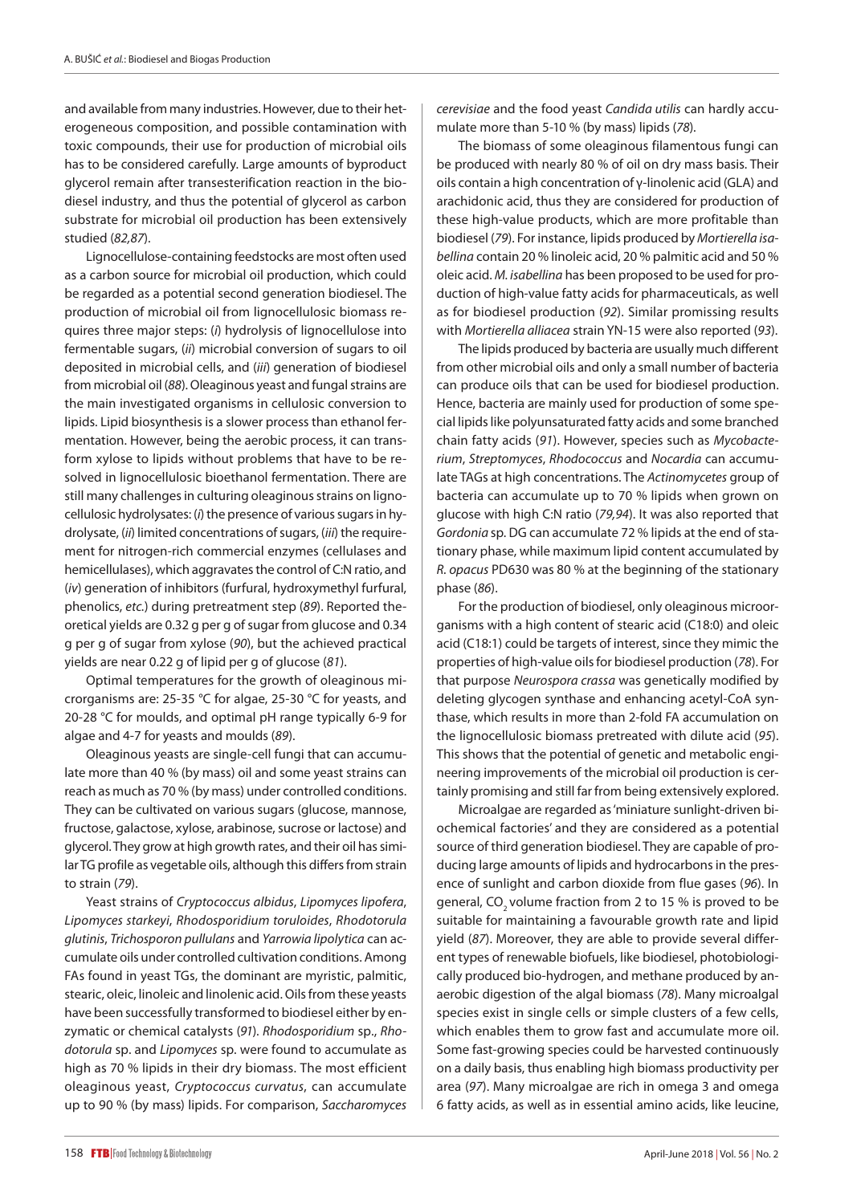and available from many industries. However, due to their heterogeneous composition, and possible contamination with toxic compounds, their use for production of microbial oils has to be considered carefully. Large amounts of byproduct glycerol remain after transesterification reaction in the biodiesel industry, and thus the potential of glycerol as carbon substrate for microbial oil production has been extensively studied (*82,87*).

Lignocellulose-containing feedstocks are most often used as a carbon source for microbial oil production, which could be regarded as a potential second generation biodiesel. The production of microbial oil from lignocellulosic biomass requires three major steps: (*i*) hydrolysis of lignocellulose into fermentable sugars, (*ii*) microbial conversion of sugars to oil deposited in microbial cells, and (*iii*) generation of biodiesel from microbial oil (*88*). Oleaginous yeast and fungal strains are the main investigated organisms in cellulosic conversion to lipids. Lipid biosynthesis is a slower process than ethanol fermentation. However, being the aerobic process, it can transform xylose to lipids without problems that have to be resolved in lignocellulosic bioethanol fermentation. There are still many challenges in culturing oleaginous strains on lignocellulosic hydrolysates: (*i*) the presence of various sugars in hydrolysate, (*ii*) limited concentrations of sugars, (*iii*) the requirement for nitrogen-rich commercial enzymes (cellulases and hemicellulases), which aggravates the control of C:N ratio, and (*iv*) generation of inhibitors (furfural, hydroxymethyl furfural, phenolics, *etc.*) during pretreatment step (*89*). Reported theoretical yields are 0.32 g per g of sugar from glucose and 0.34 g per g of sugar from xylose (*90*), but the achieved practical yields are near 0.22 g of lipid per g of glucose (*81*).

Optimal temperatures for the growth of oleaginous microrganisms are: 25-35 °C for algae, 25-30 °C for yeasts, and 20-28 °C for moulds, and optimal pH range typically 6-9 for algae and 4-7 for yeasts and moulds (*89*).

Oleaginous yeasts are single-cell fungi that can accumulate more than 40 % (by mass) oil and some yeast strains can reach as much as 70 % (by mass) under controlled conditions. They can be cultivated on various sugars (glucose, mannose, fructose, galactose, xylose, arabinose, sucrose or lactose) and glycerol. They grow at high growth rates, and their oil has similar TG profile as vegetable oils, although this differs from strain to strain (*79*).

Yeast strains of *Cryptococcus albidus*, *Lipomyces lipofera*, *Lipomyces starkeyi*, *Rhodosporidium toruloides*, *Rhodotorula glutinis*, *Trichosporon pullulans* and *Yarrowia lipolytica* can accumulate oils under controlled cultivation conditions. Among FAs found in yeast TGs, the dominant are myristic, palmitic, stearic, oleic, linoleic and linolenic acid. Oils from these yeasts have been successfully transformed to biodiesel either by enzymatic or chemical catalysts (*91*). *Rhodosporidium* sp., *Rhodotorula* sp. and *Lipomyces* sp. were found to accumulate as high as 70 % lipids in their dry biomass. The most efficient oleaginous yeast, *Cryptococcus curvatus*, can accumulate up to 90 % (by mass) lipids. For comparison, *Saccharomyces cerevisiae* and the food yeast *Candida utilis* can hardly accumulate more than 5-10 % (by mass) lipids (*78*).

The biomass of some oleaginous filamentous fungi can be produced with nearly 80 % of oil on dry mass basis. Their oils contain a high concentration of γ-linolenic acid (GLA) and arachidonic acid, thus they are considered for production of these high-value products, which are more profitable than biodiesel (*79*). For instance, lipids produced by *Mortierella isabellina* contain 20 % linoleic acid, 20 % palmitic acid and 50 % oleic acid. *M. isabellina* has been proposed to be used for production of high-value fatty acids for pharmaceuticals, as well as for biodiesel production (*92*). Similar promissing results with *Mortierella alliacea* strain YN-15 were also reported (*93*).

The lipids produced by bacteria are usually much different from other microbial oils and only a small number of bacteria can produce oils that can be used for biodiesel production. Hence, bacteria are mainly used for production of some special lipids like polyunsaturated fatty acids and some branched chain fatty acids (*91*). However, species such as *Mycobacterium*, *Streptomyces*, *Rhodococcus* and *Nocardia* can accumulate TAGs at high concentrations. The *Actinomycetes* group of bacteria can accumulate up to 70 % lipids when grown on glucose with high C:N ratio (*79,94*). It was also reported that *Gordonia* sp. DG can accumulate 72 % lipids at the end of stationary phase, while maximum lipid content accumulated by *R. opacus* PD630 was 80 % at the beginning of the stationary phase (*86*).

For the production of biodiesel, only oleaginous microorganisms with a high content of stearic acid (C18:0) and oleic acid (C18:1) could be targets of interest, since they mimic the properties of high-value oils for biodiesel production (*78*). For that purpose *Neurospora crassa* was genetically modified by deleting glycogen synthase and enhancing acetyl-CoA synthase, which results in more than 2-fold FA accumulation on the lignocellulosic biomass pretreated with dilute acid (*95*). This shows that the potential of genetic and metabolic engineering improvements of the microbial oil production is certainly promising and still far from being extensively explored.

Microalgae are regarded as 'miniature sunlight-driven biochemical factories' and they are considered as a potential source of third generation biodiesel. They are capable of producing large amounts of lipids and hydrocarbons in the presence of sunlight and carbon dioxide from flue gases (*96*). In general, $CO_2$ volume fraction from 2 to 15 % is proved to be suitable for maintaining a favourable growth rate and lipid yield (*87*). Moreover, they are able to provide several different types of renewable biofuels, like biodiesel, photobiologically produced bio-hydrogen, and methane produced by anaerobic digestion of the algal biomass (*78*). Many microalgal species exist in single cells or simple clusters of a few cells, which enables them to grow fast and accumulate more oil. Some fast-growing species could be harvested continuously on a daily basis, thus enabling high biomass productivity per area (*97*). Many microalgae are rich in omega 3 and omega 6 fatty acids, as well as in essential amino acids, like leucine,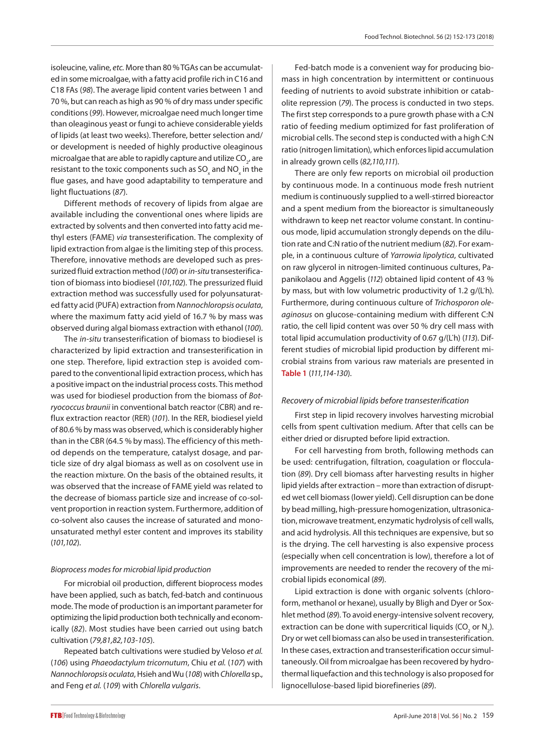isoleucine, valine, *etc.* More than 80 % TGAs can be accumulated in some microalgae, with a fatty acid profile rich in C16 and C18 FAs (*98*). The average lipid content varies between 1 and 70 %, but can reach as high as 90 % of dry mass under specific conditions (*99*). However, microalgae need much longer time than oleaginous yeast or fungi to achieve considerable yields of lipids (at least two weeks). Therefore, better selection and/or development is needed of highly productive oleaginous microalgae that are able to rapidly capture and utilize $CO_2$, are resistant to the toxic components such as $SO_x$ and $NO_x$ in the flue gases, and have good adaptability to temperature and light fluctuations (*87*).

Different methods of recovery of lipids from algae are available including the conventional ones where lipids are extracted by solvents and then converted into fatty acid methyl esters (FAME) *via* transesterification. The complexity of lipid extraction from algae is the limiting step of this process. Therefore, innovative methods are developed such as pressurized fluid extraction method (*100*) or *in-situ* transesterification of biomass into biodiesel (*101,102*). The pressurized fluid extraction method was successfully used for polyunsaturated fatty acid (PUFA) extraction from *Nannochloropsis oculata*, where the maximum fatty acid yield of 16.7 % by mass was observed during algal biomass extraction with ethanol (*100*).

The *in-situ* transesterification of biomass to biodiesel is characterized by lipid extraction and transesterification in one step. Therefore, lipid extraction step is avoided compared to the conventional lipid extraction process, which has a positive impact on the industrial process costs. This method was used for biodiesel production from the biomass of *Botryococcus braunii* in conventional batch reactor (CBR) and reflux extraction reactor (RER) (*101*). In the RER, biodiesel yield of 80.6 % by mass was observed, which is considerably higher than in the CBR (64.5 % by mass). The efficiency of this method depends on the temperature, catalyst dosage, and particle size of dry algal biomass as well as on cosolvent use in the reaction mixture. On the basis of the obtained results, it was observed that the increase of FAME yield was related to the decrease of biomass particle size and increase of co-solvent proportion in reaction system. Furthermore, addition of co-solvent also causes the increase of saturated and monounsaturated methyl ester content and improves its stability (*101,102*).

### *Bioprocess modes for microbial lipid production*

For microbial oil production, different bioprocess modes have been applied, such as batch, fed-batch and continuous mode. The mode of production is an important parameter for optimizing the lipid production both technically and economically (*82*). Most studies have been carried out using batch cultivation (*79,81,82,103-105*).

Repeated batch cultivations were studied by Veloso *et al.* (*106*) using *Phaeodactylum tricornutum*, Chiu *et al.* (*107*) with *Nannochloropsis oculata*, Hsieh and Wu (*108*) with *Chlorella* sp., and Feng *et al.* (*109*) with *Chlorella vulgaris*.

Fed-batch mode is a convenient way for producing biomass in high concentration by intermittent or continuous feeding of nutrients to avoid substrate inhibition or catabolite repression (*79*). The process is conducted in two steps. The first step corresponds to a pure growth phase with a C:N ratio of feeding medium optimized for fast proliferation of microbial cells. The second step is conducted with a high C:N ratio (nitrogen limitation), which enforces lipid accumulation in already grown cells (*82,110,111*).

There are only few reports on microbial oil production by continuous mode. In a continuous mode fresh nutrient medium is continuously supplied to a well-stirred bioreactor and a spent medium from the bioreactor is simultaneously withdrawn to keep net reactor volume constant. In continuous mode, lipid accumulation strongly depends on the dilution rate and C:N ratio of the nutrient medium (*82*). For example, in a continuous culture of *Yarrowia lipolytica*, cultivated on raw glycerol in nitrogen-limited continuous cultures, Papanikolaou and Aggelis (*112*) obtained lipid content of 43 % by mass, but with low volumetric productivity of 1.2 g/(L·h). Furthermore, during continuous culture of *Trichosporon oleaginosus* on glucose-containing medium with different C:N ratio, the cell lipid content was over 50 % dry cell mass with total lipid accumulation productivity of 0.67 g/(L·h) (*113*). Different studies of microbial lipid production by different microbial strains from various raw materials are presented in **Table 1** (*111,114-130*).

### *Recovery of microbial lipids before transesterification*

First step in lipid recovery involves harvesting microbial cells from spent cultivation medium. After that cells can be either dried or disrupted before lipid extraction.

For cell harvesting from broth, following methods can be used: centrifugation, filtration, coagulation or flocculation (*89*). Dry cell biomass after harvesting results in higher lipid yields after extraction – more than extraction of disrupted wet cell biomass (lower yield). Cell disruption can be done by bead milling, high-pressure homogenization, ultrasonication, microwave treatment, enzymatic hydrolysis of cell walls, and acid hydrolysis. All this techniques are expensive, but so is the drying. The cell harvesting is also expensive process (especially when cell concentration is low), therefore a lot of improvements are needed to render the recovery of the microbial lipids economical (*89*).

Lipid extraction is done with organic solvents (chloroform, methanol or hexane), usually by Bligh and Dyer or Soxhlet method (*89*). To avoid energy-intensive solvent recovery, extraction can be done with supercritical liquids ($CO_2$ or $N_2$). Dry or wet cell biomass can also be used in transesterification. In these cases, extraction and transesterification occur simultaneously. Oil from microalgae has been recovered by hydrothermal liquefaction and this technology is also proposed for lignocellulose-based lipid biorefineries (*89*).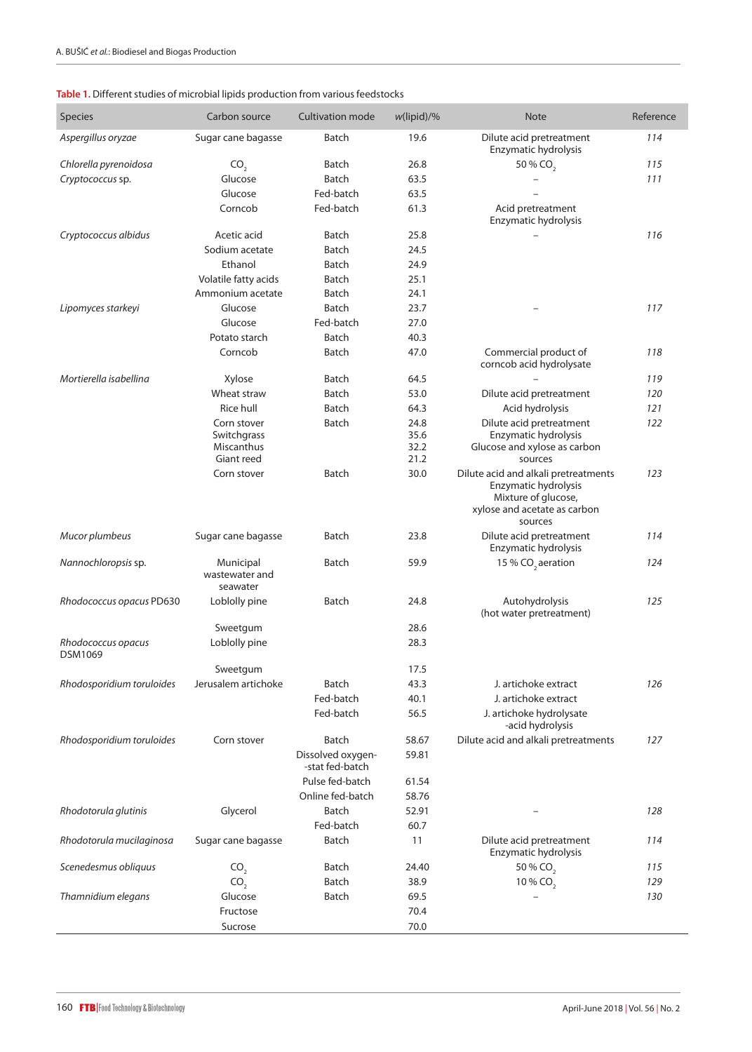**Table 1.** Different studies of microbial lipids production from various feedstocks

| Species | Carbon source | Cultivation mode | $w$(lipid)/% | Note | Reference |
|---|---|---|---|---|---|
| *Aspergillus oryzae* | Sugar cane bagasse | Batch | 19.6 | Dilute acid pretreatment Enzymatic hydrolysis | 114 |
| *Chlorella pyrenoidosa* | $CO_2$ | Batch | 26.8 | 50 % $CO_2$ | 115 |
| *Cryptococcus* sp. | Glucose | Batch | 63.5 | – | 111 |
| | Glucose | Fed-batch | 63.5 | – | |
| | Corncob | Fed-batch | 61.3 | Acid pretreatment Enzymatic hydrolysis | |
| *Cryptococcus albidus* | Acetic acid | Batch | 25.8 | – | 116 |
| | Sodium acetate | Batch | 24.5 | | |
| | Ethanol | Batch | 24.9 | | |
| | Volatile fatty acids | Batch | 25.1 | | |
| | Ammonium acetate | Batch | 24.1 | | |
| *Lipomyces starkeyi* | Glucose | Batch | 23.7 | – | 117 |
| | Glucose | Fed-batch | 27.0 | | |
| | Potato starch | Batch | 40.3 | | |
| | Corncob | Batch | 47.0 | Commercial product of corncob acid hydrolysate | 118 |
| *Mortierella isabellina* | Xylose | Batch | 64.5 | – | 119 |
| | Wheat straw | Batch | 53.0 | Dilute acid pretreatment | 120 |
| | Rice hull | Batch | 64.3 | Acid hydrolysis | 121 |
| | Corn stover Switchgrass Miscanthus Giant reed | Batch | 24.8 35.6 32.2 21.2 | Dilute acid pretreatment Enzymatic hydrolysis Glucose and xylose as carbon sources | 122 |
| | Corn stover | Batch | 30.0 | Dilute acid and alkali pretreatments Enzymatic hydrolysis Mixture of glucose, xylose and acetate as carbon sources | 123 |
| *Mucor plumbeus* | Sugar cane bagasse | Batch | 23.8 | Dilute acid pretreatment Enzymatic hydrolysis | 114 |
| *Nannochloropsis* sp. | Municipal wastewater and seawater | Batch | 59.9 | 15 % $CO_2$ aeration | 124 |
| *Rhodococcus opacus* PD630 | Loblolly pine | Batch | 24.8 | Autohydrolysis (hot water pretreatment) | 125 |
| | Sweetgum | | 28.6 | | |
| *Rhodococcus opacus* DSM1069 | Loblolly pine | | 28.3 | | |
| | Sweetgum | | 17.5 | | |
| *Rhodosporidium toruloides* | Jerusalem artichoke | Batch | 43.3 | J. artichoke extract | 126 |
| | | Fed-batch | 40.1 | J. artichoke extract | |
| | | Fed-batch | 56.5 | J. artichoke hydrolysate -acid hydrolysis | |
| *Rhodosporidium toruloides* | Corn stover | Batch | 58.67 | Dilute acid and alkali pretreatments | 127 |
| | | Dissolved oxygen--stat fed-batch | 59.81 | | |
| | | Pulse fed-batch | 61.54 | | |
| | | Online fed-batch | 58.76 | | |
| *Rhodotorula glutinis* | Glycerol | Batch | 52.91 | – | 128 |
| | | Fed-batch | 60.7 | | |
| *Rhodotorula mucilaginosa* | Sugar cane bagasse | Batch | 11 | Dilute acid pretreatment Enzymatic hydrolysis | 114 |
| *Scenedesmus obliquus* | $CO_2$ | Batch | 24.40 | 50 % $CO_2$ | 115 |
| | $CO_2$ | Batch | 38.9 | 10 % $CO_2$ | 129 |
| *Thamnidium elegans* | Glucose | Batch | 69.5 | – | 130 |
| | Fructose | | 70.4 | | |
| | Sucrose | | 70.0 | | |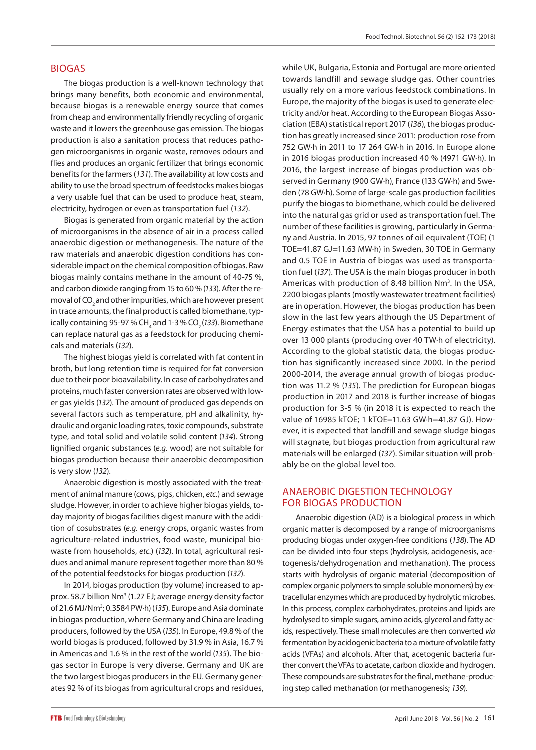## BIOGAS

The biogas production is a well-known technology that brings many benefits, both economic and environmental, because biogas is a renewable energy source that comes from cheap and environmentally friendly recycling of organic waste and it lowers the greenhouse gas emission. The biogas production is also a sanitation process that reduces pathogen microorganisms in organic waste, removes odours and flies and produces an organic fertilizer that brings economic benefits for the farmers (*131*). The availability at low costs and ability to use the broad spectrum of feedstocks makes biogas a very usable fuel that can be used to produce heat, steam, electricity, hydrogen or even as transportation fuel (*132*).

Biogas is generated from organic material by the action of microorganisms in the absence of air in a process called anaerobic digestion or methanogenesis. The nature of the raw materials and anaerobic digestion conditions has considerable impact on the chemical composition of biogas. Raw biogas mainly contains methane in the amount of 40-75 %, and carbon dioxide ranging from 15 to 60 % (*133*). After the removal of $CO_2$ and other impurities, which are however present in trace amounts, the final product is called biomethane, typically containing 95-97 % $CH_4$ and 1-3 % $CO_2$ (*133*). Biomethane can replace natural gas as a feedstock for producing chemicals and materials (*132*).

The highest biogas yield is correlated with fat content in broth, but long retention time is required for fat conversion due to their poor bioavailability. In case of carbohydrates and proteins, much faster conversion rates are observed with lower gas yields (*132*). The amount of produced gas depends on several factors such as temperature, pH and alkalinity, hydraulic and organic loading rates, toxic compounds, substrate type, and total solid and volatile solid content (*134*). Strong lignified organic substances (*e.g.* wood) are not suitable for biogas production because their anaerobic decomposition is very slow (*132*).

Anaerobic digestion is mostly associated with the treatment of animal manure (cows, pigs, chicken, *etc.*) and sewage sludge. However, in order to achieve higher biogas yields, today majority of biogas facilities digest manure with the addition of cosubstrates (*e.g.* energy crops, organic wastes from agriculture-related industries, food waste, municipal biowaste from households, *etc.*) (*132*). In total, agricultural residues and animal manure represent together more than 80 % of the potential feedstocks for biogas production (*132*).

In 2014, biogas production (by volume) increased to approx. 58.7 billion $Nm^3$ (1.27 EJ; average energy density factor of 21.6 $MJ/Nm^3$; 0.3584 PW·h) (*135*). Europe and Asia dominate in biogas production, where Germany and China are leading producers, followed by the USA (*135*). In Europe, 49.8 % of the world biogas is produced, followed by 31.9 % in Asia, 16.7 % in Americas and 1.6 % in the rest of the world (*135*). The biogas sector in Europe is very diverse. Germany and UK are the two largest biogas producers in the EU. Germany generates 92 % of its biogas from agricultural crops and residues, while UK, Bulgaria, Estonia and Portugal are more oriented towards landfill and sewage sludge gas. Other countries usually rely on a more various feedstock combinations. In Europe, the majority of the biogas is used to generate electricity and/or heat. According to the European Biogas Association (EBA) statistical report 2017 (*136*), the biogas production has greatly increased since 2011: production rose from 752 GW·h in 2011 to 17 264 GW·h in 2016. In Europe alone in 2016 biogas production increased 40 % (4971 GW·h). In 2016, the largest increase of biogas production was observed in Germany (900 GW·h), France (133 GW·h) and Sweden (78 GW·h). Some of large-scale gas production facilities purify the biogas to biomethane, which could be delivered into the natural gas grid or used as transportation fuel. The number of these facilities is growing, particularly in Germany and Austria. In 2015, 97 tonnes of oil equivalent (TOE) (1 TOE=41.87 GJ=11.63 MW·h) in Sweden, 30 TOE in Germany and 0.5 TOE in Austria of biogas was used as transportation fuel (*137*). The USA is the main biogas producer in both Americas with production of 8.48 billion $Nm^3$. In the USA, 2200 biogas plants (mostly wastewater treatment facilities) are in operation. However, the biogas production has been slow in the last few years although the US Department of Energy estimates that the USA has a potential to build up over 13 000 plants (producing over 40 TW·h of electricity). According to the global statistic data, the biogas production has significantly increased since 2000. In the period 2000-2014, the average annual growth of biogas production was 11.2 % (*135*). The prediction for European biogas production in 2017 and 2018 is further increase of biogas production for 3-5 % (in 2018 it is expected to reach the value of 16985 kTOE; 1 kTOE=11.63 GW·h=41.87 GJ). However, it is expected that landfill and sewage sludge biogas will stagnate, but biogas production from agricultural raw materials will be enlarged (*137*). Similar situation will probably be on the global level too.

## ANAEROBIC DIGESTION TECHNOLOGY FOR BIOGAS PRODUCTION

Anaerobic digestion (AD) is a biological process in which organic matter is decomposed by a range of microorganisms producing biogas under oxygen-free conditions (*138*). The AD can be divided into four steps (hydrolysis, acidogenesis, acetogenesis/dehydrogenation and methanation). The process starts with hydrolysis of organic material (decomposition of complex organic polymers to simple soluble monomers) by extracellular enzymes which are produced by hydrolytic microbes. In this process, complex carbohydrates, proteins and lipids are hydrolysed to simple sugars, amino acids, glycerol and fatty acids, respectively. These small molecules are then converted *via* fermentation by acidogenic bacteria to a mixture of volatile fatty acids (VFAs) and alcohols. After that, acetogenic bacteria further convert the VFAs to acetate, carbon dioxide and hydrogen. These compounds are substrates for the final, methane-producing step called methanation (or methanogenesis; *139*).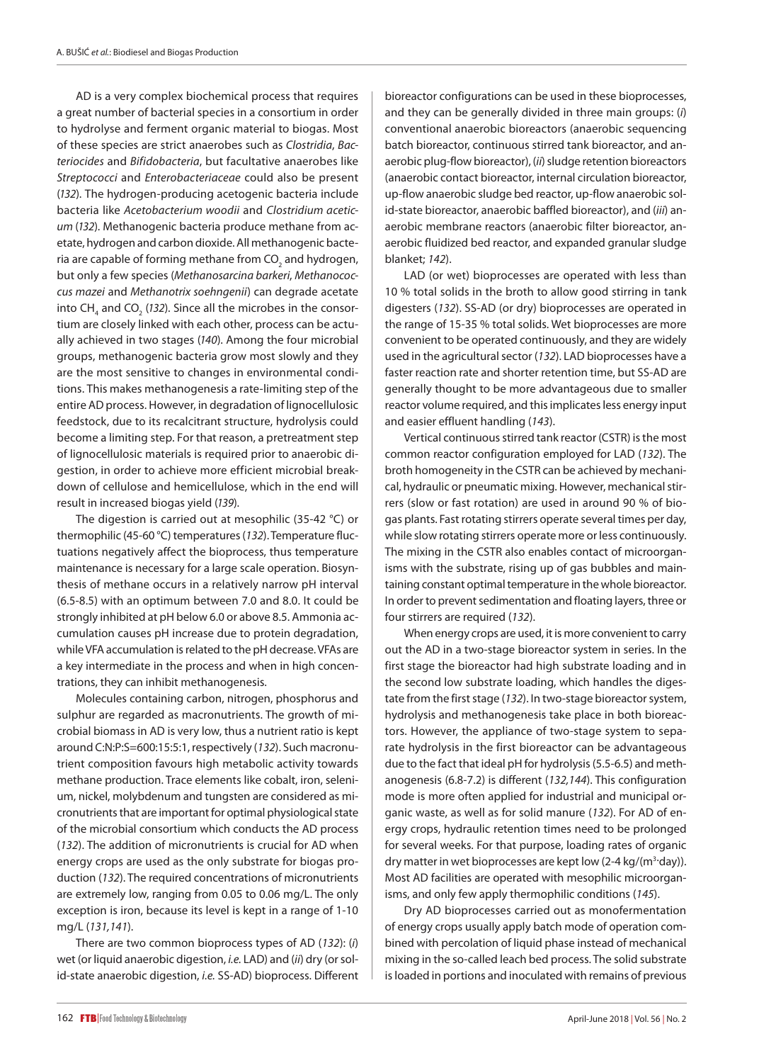AD is a very complex biochemical process that requires a great number of bacterial species in a consortium in order to hydrolyse and ferment organic material to biogas. Most of these species are strict anaerobes such as *Clostridia*, *Bacteriocides* and *Bifidobacteria*, but facultative anaerobes like *Streptococci* and *Enterobacteriaceae* could also be present (*132*). The hydrogen-producing acetogenic bacteria include bacteria like *Acetobacterium woodii* and *Clostridium aceticum* (*132*). Methanogenic bacteria produce methane from acetate, hydrogen and carbon dioxide. All methanogenic bacteria are capable of forming methane from $CO_2$ and hydrogen, but only a few species (*Methanosarcina barkeri*, *Methanococcus mazei* and *Methanotrix soehngenii*) can degrade acetate into $CH_4$ and $CO_2$ (*132*). Since all the microbes in the consortium are closely linked with each other, process can be actually achieved in two stages (*140*). Among the four microbial groups, methanogenic bacteria grow most slowly and they are the most sensitive to changes in environmental conditions. This makes methanogenesis a rate-limiting step of the entire AD process. However, in degradation of lignocellulosic feedstock, due to its recalcitrant structure, hydrolysis could become a limiting step. For that reason, a pretreatment step of lignocellulosic materials is required prior to anaerobic digestion, in order to achieve more efficient microbial breakdown of cellulose and hemicellulose, which in the end will result in increased biogas yield (*139*).

The digestion is carried out at mesophilic (35-42 °C) or thermophilic (45-60 °C) temperatures (*132*). Temperature fluctuations negatively affect the bioprocess, thus temperature maintenance is necessary for a large scale operation. Biosynthesis of methane occurs in a relatively narrow pH interval (6.5-8.5) with an optimum between 7.0 and 8.0. It could be strongly inhibited at pH below 6.0 or above 8.5. Ammonia accumulation causes pH increase due to protein degradation, while VFA accumulation is related to the pH decrease. VFAs are a key intermediate in the process and when in high concentrations, they can inhibit methanogenesis.

Molecules containing carbon, nitrogen, phosphorus and sulphur are regarded as macronutrients. The growth of microbial biomass in AD is very low, thus a nutrient ratio is kept around C:N:P:S=600:15:5:1, respectively (*132*). Such macronutrient composition favours high metabolic activity towards methane production. Trace elements like cobalt, iron, selenium, nickel, molybdenum and tungsten are considered as micronutrients that are important for optimal physiological state of the microbial consortium which conducts the AD process (*132*). The addition of micronutrients is crucial for AD when energy crops are used as the only substrate for biogas production (*132*). The required concentrations of micronutrients are extremely low, ranging from 0.05 to 0.06 mg/L. The only exception is iron, because its level is kept in a range of 1-10 mg/L (*131,141*).

There are two common bioprocess types of AD (*132*): (*i*) wet (or liquid anaerobic digestion, *i.e.* LAD) and (*ii*) dry (or solid-state anaerobic digestion, *i.e.* SS-AD) bioprocess. Different bioreactor configurations can be used in these bioprocesses, and they can be generally divided in three main groups: (*i*) conventional anaerobic bioreactors (anaerobic sequencing batch bioreactor, continuous stirred tank bioreactor, and anaerobic plug-flow bioreactor), (*ii*) sludge retention bioreactors (anaerobic contact bioreactor, internal circulation bioreactor, up-flow anaerobic sludge bed reactor, up-flow anaerobic solid-state bioreactor, anaerobic baffled bioreactor), and (*iii*) anaerobic membrane reactors (anaerobic filter bioreactor, anaerobic fluidized bed reactor, and expanded granular sludge blanket; *142*).

LAD (or wet) bioprocesses are operated with less than 10 % total solids in the broth to allow good stirring in tank digesters (*132*). SS-AD (or dry) bioprocesses are operated in the range of 15-35 % total solids. Wet bioprocesses are more convenient to be operated continuously, and they are widely used in the agricultural sector (*132*). LAD bioprocesses have a faster reaction rate and shorter retention time, but SS-AD are generally thought to be more advantageous due to smaller reactor volume required, and this implicates less energy input and easier effluent handling (*143*).

Vertical continuous stirred tank reactor (CSTR) is the most common reactor configuration employed for LAD (*132*). The broth homogeneity in the CSTR can be achieved by mechanical, hydraulic or pneumatic mixing. However, mechanical stirrers (slow or fast rotation) are used in around 90 % of biogas plants. Fast rotating stirrers operate several times per day, while slow rotating stirrers operate more or less continuously. The mixing in the CSTR also enables contact of microorganisms with the substrate, rising up of gas bubbles and maintaining constant optimal temperature in the whole bioreactor. In order to prevent sedimentation and floating layers, three or four stirrers are required (*132*).

When energy crops are used, it is more convenient to carry out the AD in a two-stage bioreactor system in series. In the first stage the bioreactor had high substrate loading and in the second low substrate loading, which handles the digestate from the first stage (*132*). In two-stage bioreactor system, hydrolysis and methanogenesis take place in both bioreactors. However, the appliance of two-stage system to separate hydrolysis in the first bioreactor can be advantageous due to the fact that ideal pH for hydrolysis (5.5-6.5) and methanogenesis (6.8-7.2) is different (*132,144*). This configuration mode is more often applied for industrial and municipal organic waste, as well as for solid manure (*132*). For AD of energy crops, hydraulic retention times need to be prolonged for several weeks. For that purpose, loading rates of organic dry matter in wet bioprocesses are kept low (2-4 kg/($m^3$·day)). Most AD facilities are operated with mesophilic microorganisms, and only few apply thermophilic conditions (*145*).

Dry AD bioprocesses carried out as monofermentation of energy crops usually apply batch mode of operation combined with percolation of liquid phase instead of mechanical mixing in the so-called leach bed process. The solid substrate is loaded in portions and inoculated with remains of previous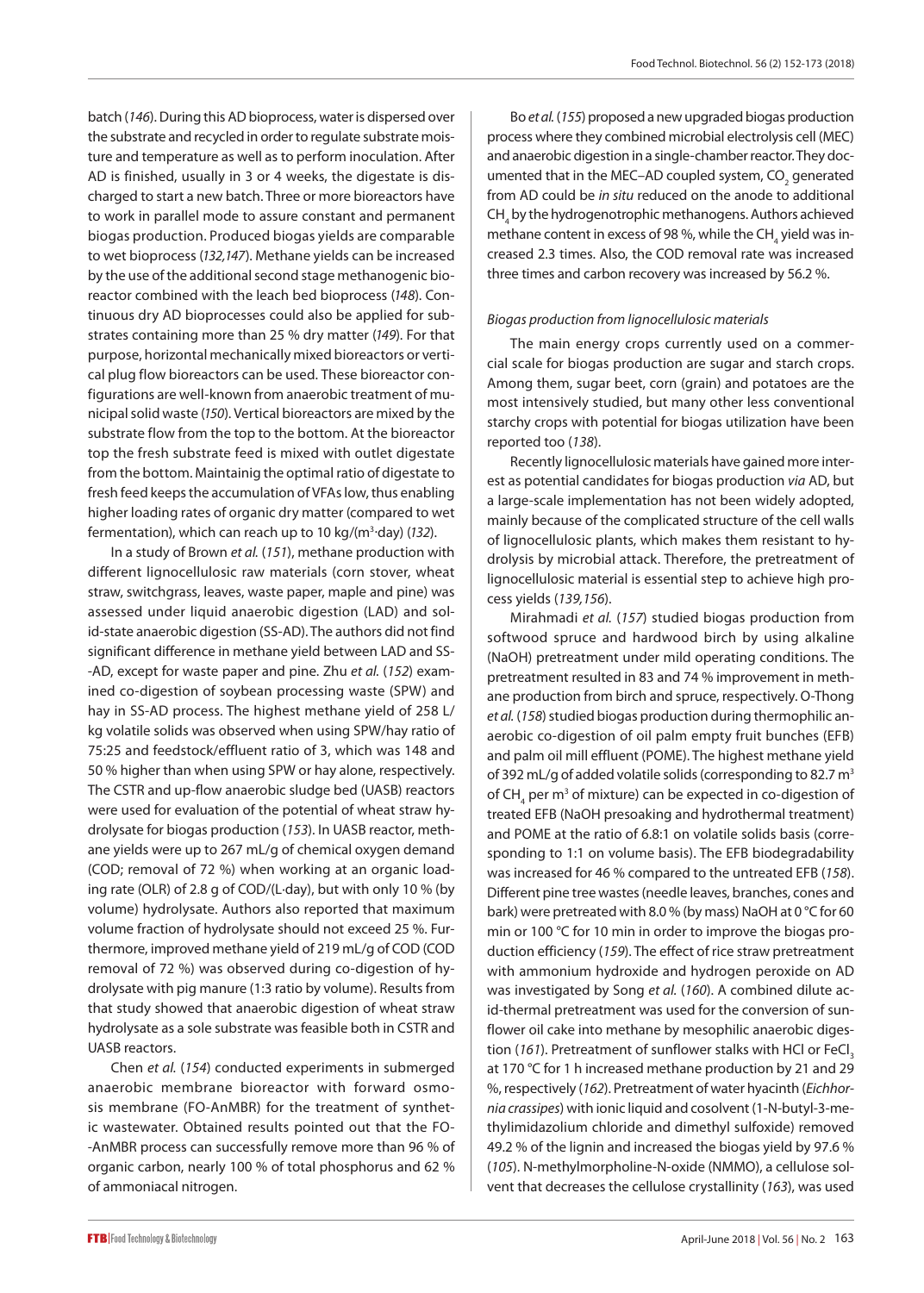batch (*146*). During this AD bioprocess, water is dispersed over the substrate and recycled in order to regulate substrate moisture and temperature as well as to perform inoculation. After AD is finished, usually in 3 or 4 weeks, the digestate is discharged to start a new batch. Three or more bioreactors have to work in parallel mode to assure constant and permanent biogas production. Produced biogas yields are comparable to wet bioprocess (*132,147*). Methane yields can be increased by the use of the additional second stage methanogenic bioreactor combined with the leach bed bioprocess (*148*). Continuous dry AD bioprocesses could also be applied for substrates containing more than 25 % dry matter (*149*). For that purpose, horizontal mechanically mixed bioreactors or vertical plug flow bioreactors can be used. These bioreactor configurations are well-known from anaerobic treatment of municipal solid waste (*150*). Vertical bioreactors are mixed by the substrate flow from the top to the bottom. At the bioreactor top the fresh substrate feed is mixed with outlet digestate from the bottom. Maintainig the optimal ratio of digestate to fresh feed keeps the accumulation of VFAs low, thus enabling higher loading rates of organic dry matter (compared to wet fermentation), which can reach up to 10 kg/($m^3$·day) (*132*).

In a study of Brown *et al.* (*151*), methane production with different lignocellulosic raw materials (corn stover, wheat straw, switchgrass, leaves, waste paper, maple and pine) was assessed under liquid anaerobic digestion (LAD) and solid-state anaerobic digestion (SS-AD). The authors did not find significant difference in methane yield between LAD and SS-AD, except for waste paper and pine. Zhu *et al.* (*152*) examined co-digestion of soybean processing waste (SPW) and hay in SS-AD process. The highest methane yield of 258 L/kg volatile solids was observed when using SPW/hay ratio of 75:25 and feedstock/effluent ratio of 3, which was 148 and 50 % higher than when using SPW or hay alone, respectively. The CSTR and up-flow anaerobic sludge bed (UASB) reactors were used for evaluation of the potential of wheat straw hydrolysate for biogas production (*153*). In UASB reactor, methane yields were up to 267 mL/g of chemical oxygen demand (COD; removal of 72 %) when working at an organic loading rate (OLR) of 2.8 g of COD/(L·day), but with only 10 % (by volume) hydrolysate. Authors also reported that maximum volume fraction of hydrolysate should not exceed 25 %. Furthermore, improved methane yield of 219 mL/g of COD (COD removal of 72 %) was observed during co-digestion of hydrolysate with pig manure (1:3 ratio by volume). Results from that study showed that anaerobic digestion of wheat straw hydrolysate as a sole substrate was feasible both in CSTR and UASB reactors.

Chen *et al.* (*154*) conducted experiments in submerged anaerobic membrane bioreactor with forward osmosis membrane (FO-AnMBR) for the treatment of synthetic wastewater. Obtained results pointed out that the FO-AnMBR process can successfully remove more than 96 % of organic carbon, nearly 100 % of total phosphorus and 62 % of ammoniacal nitrogen.

Bo *et al.* (*155*) proposed a new upgraded biogas production process where they combined microbial electrolysis cell (MEC) and anaerobic digestion in a single-chamber reactor. They documented that in the MEC–AD coupled system, $CO_2$ generated from AD could be *in situ* reduced on the anode to additional $CH_4$ by the hydrogenotrophic methanogens. Authors achieved methane content in excess of 98 %, while the $CH_4$ yield was increased 2.3 times. Also, the COD removal rate was increased three times and carbon recovery was increased by 56.2 %.

*Biogas production from lignocellulosic materials*

The main energy crops currently used on a commercial scale for biogas production are sugar and starch crops. Among them, sugar beet, corn (grain) and potatoes are the most intensively studied, but many other less conventional starchy crops with potential for biogas utilization have been reported too (*138*).

Recently lignocellulosic materials have gained more interest as potential candidates for biogas production *via* AD, but a large-scale implementation has not been widely adopted, mainly because of the complicated structure of the cell walls of lignocellulosic plants, which makes them resistant to hydrolysis by microbial attack. Therefore, the pretreatment of lignocellulosic material is essential step to achieve high process yields (*139,156*).

Mirahmadi *et al.* (*157*) studied biogas production from softwood spruce and hardwood birch by using alkaline (NaOH) pretreatment under mild operating conditions. The pretreatment resulted in 83 and 74 % improvement in methane production from birch and spruce, respectively. O-Thong *et al.* (*158*) studied biogas production during thermophilic anaerobic co-digestion of oil palm empty fruit bunches (EFB) and palm oil mill effluent (POME). The highest methane yield of 392 mL/g of added volatile solids (corresponding to 82.7 $m^3$ of $CH_4$ per $m^3$ of mixture) can be expected in co-digestion of treated EFB (NaOH presoaking and hydrothermal treatment) and POME at the ratio of 6.8:1 on volatile solids basis (corresponding to 1:1 on volume basis). The EFB biodegradability was increased for 46 % compared to the untreated EFB (*158*). Different pine tree wastes (needle leaves, branches, cones and bark) were pretreated with 8.0 % (by mass) NaOH at 0 °C for 60 min or 100 °C for 10 min in order to improve the biogas production efficiency (*159*). The effect of rice straw pretreatment with ammonium hydroxide and hydrogen peroxide on AD was investigated by Song *et al.* (*160*). A combined dilute acid-thermal pretreatment was used for the conversion of sunflower oil cake into methane by mesophilic anaerobic digestion (*161*). Pretreatment of sunflower stalks with HCl or $FeCl_3$ at 170 °C for 1 h increased methane production by 21 and 29 %, respectively (*162*). Pretreatment of water hyacinth (*Eichhornia crassipes*) with ionic liquid and cosolvent (1-N-butyl-3-methylimidazolium chloride and dimethyl sulfoxide) removed 49.2 % of the lignin and increased the biogas yield by 97.6 % (*105*). N-methylmorpholine-N-oxide (NMMO), a cellulose solvent that decreases the cellulose crystallinity (*163*), was used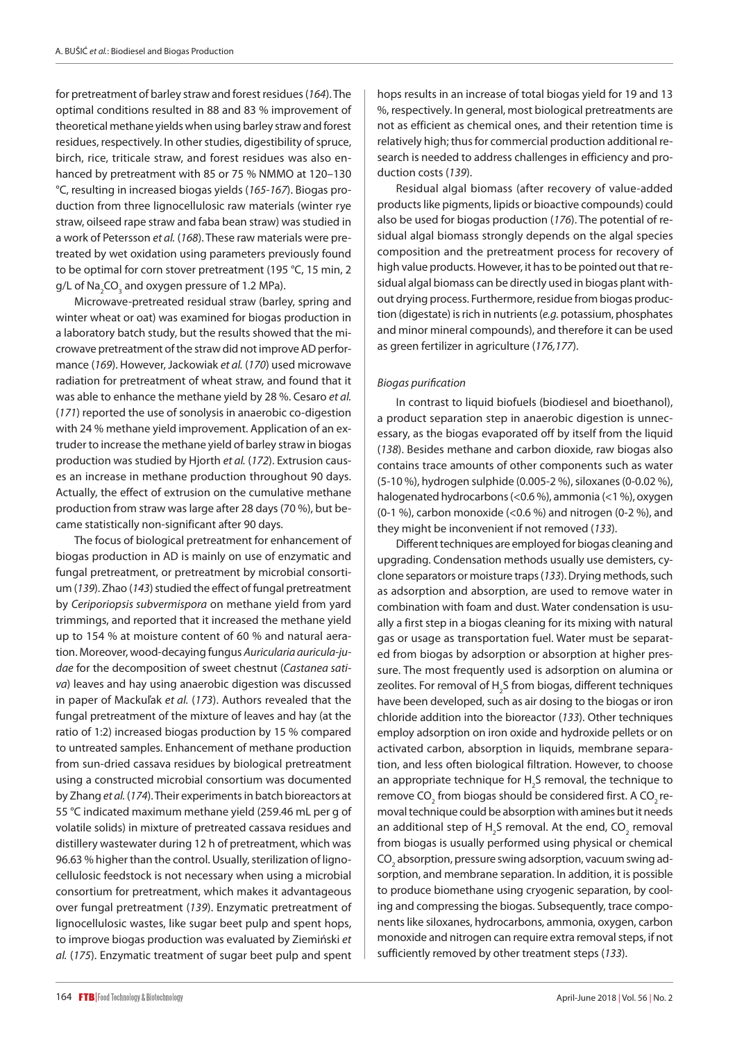for pretreatment of barley straw and forest residues (*164*). The optimal conditions resulted in 88 and 83 % improvement of theoretical methane yields when using barley straw and forest residues, respectively. In other studies, digestibility of spruce, birch, rice, triticale straw, and forest residues was also enhanced by pretreatment with 85 or 75 % NMMO at 120–130 °C, resulting in increased biogas yields (*165-167*). Biogas production from three lignocellulosic raw materials (winter rye straw, oilseed rape straw and faba bean straw) was studied in a work of Petersson *et al.* (*168*). These raw materials were pretreated by wet oxidation using parameters previously found to be optimal for corn stover pretreatment (195 °C, 15 min, 2 g/L of $Na_2CO_3$ and oxygen pressure of 1.2 MPa).

Microwave-pretreated residual straw (barley, spring and winter wheat or oat) was examined for biogas production in a laboratory batch study, but the results showed that the microwave pretreatment of the straw did not improve AD performance (*169*). However, Jackowiak *et al.* (*170*) used microwave radiation for pretreatment of wheat straw, and found that it was able to enhance the methane yield by 28 %. Cesaro *et al.* (*171*) reported the use of sonolysis in anaerobic co-digestion with 24 % methane yield improvement. Application of an extruder to increase the methane yield of barley straw in biogas production was studied by Hjorth *et al.* (*172*). Extrusion causes an increase in methane production throughout 90 days. Actually, the effect of extrusion on the cumulative methane production from straw was large after 28 days (70 %), but became statistically non-significant after 90 days.

The focus of biological pretreatment for enhancement of biogas production in AD is mainly on use of enzymatic and fungal pretreatment, or pretreatment by microbial consortium (*139*). Zhao (*143*) studied the effect of fungal pretreatment by *Ceriporiopsis subvermispora* on methane yield from yard trimmings, and reported that it increased the methane yield up to 154 % at moisture content of 60 % and natural aeration. Moreover, wood-decaying fungus *Auricularia auricula-judae* for the decomposition of sweet chestnut (*Castanea sativa*) leaves and hay using anaerobic digestion was discussed in paper of Mackuľak *et al.* (*173*). Authors revealed that the fungal pretreatment of the mixture of leaves and hay (at the ratio of 1:2) increased biogas production by 15 % compared to untreated samples. Enhancement of methane production from sun-dried cassava residues by biological pretreatment using a constructed microbial consortium was documented by Zhang *et al.* (*174*). Their experiments in batch bioreactors at 55 °C indicated maximum methane yield (259.46 mL per g of volatile solids) in mixture of pretreated cassava residues and distillery wastewater during 12 h of pretreatment, which was 96.63 % higher than the control. Usually, sterilization of lignocellulosic feedstock is not necessary when using a microbial consortium for pretreatment, which makes it advantageous over fungal pretreatment (*139*). Enzymatic pretreatment of lignocellulosic wastes, like sugar beet pulp and spent hops, to improve biogas production was evaluated by Ziemiński *et al.* (*175*). Enzymatic treatment of sugar beet pulp and spent hops results in an increase of total biogas yield for 19 and 13 %, respectively. In general, most biological pretreatments are not as efficient as chemical ones, and their retention time is relatively high; thus for commercial production additional research is needed to address challenges in efficiency and production costs (*139*).

Residual algal biomass (after recovery of value-added products like pigments, lipids or bioactive compounds) could also be used for biogas production (*176*). The potential of residual algal biomass strongly depends on the algal species composition and the pretreatment process for recovery of high value products. However, it has to be pointed out that residual algal biomass can be directly used in biogas plant without drying process. Furthermore, residue from biogas production (digestate) is rich in nutrients (*e.g.* potassium, phosphates and minor mineral compounds), and therefore it can be used as green fertilizer in agriculture (*176,177*).

*Biogas purification*

In contrast to liquid biofuels (biodiesel and bioethanol), a product separation step in anaerobic digestion is unnecessary, as the biogas evaporated off by itself from the liquid (*138*). Besides methane and carbon dioxide, raw biogas also contains trace amounts of other components such as water (5-10 %), hydrogen sulphide (0.005-2 %), siloxanes (0-0.02 %), halogenated hydrocarbons (<0.6 %), ammonia (<1 %), oxygen (0-1 %), carbon monoxide (<0.6 %) and nitrogen (0-2 %), and they might be inconvenient if not removed (*133*).

Different techniques are employed for biogas cleaning and upgrading. Condensation methods usually use demisters, cyclone separators or moisture traps (*133*). Drying methods, such as adsorption and absorption, are used to remove water in combination with foam and dust. Water condensation is usually a first step in a biogas cleaning for its mixing with natural gas or usage as transportation fuel. Water must be separated from biogas by adsorption or absorption at higher pressure. The most frequently used is adsorption on alumina or zeolites. For removal of $H_2S$ from biogas, different techniques have been developed, such as air dosing to the biogas or iron chloride addition into the bioreactor (*133*). Other techniques employ adsorption on iron oxide and hydroxide pellets or on activated carbon, absorption in liquids, membrane separation, and less often biological filtration. However, to choose an appropriate technique for $H_2S$ removal, the technique to remove $CO_2$ from biogas should be considered first. A $CO_2$ removal technique could be absorption with amines but it needs an additional step of $H_2S$ removal. At the end, $CO_2$ removal from biogas is usually performed using physical or chemical $CO_2$ absorption, pressure swing adsorption, vacuum swing adsorption, and membrane separation. In addition, it is possible to produce biomethane using cryogenic separation, by cooling and compressing the biogas. Subsequently, trace components like siloxanes, hydrocarbons, ammonia, oxygen, carbon monoxide and nitrogen can require extra removal steps, if not sufficiently removed by other treatment steps (*133*).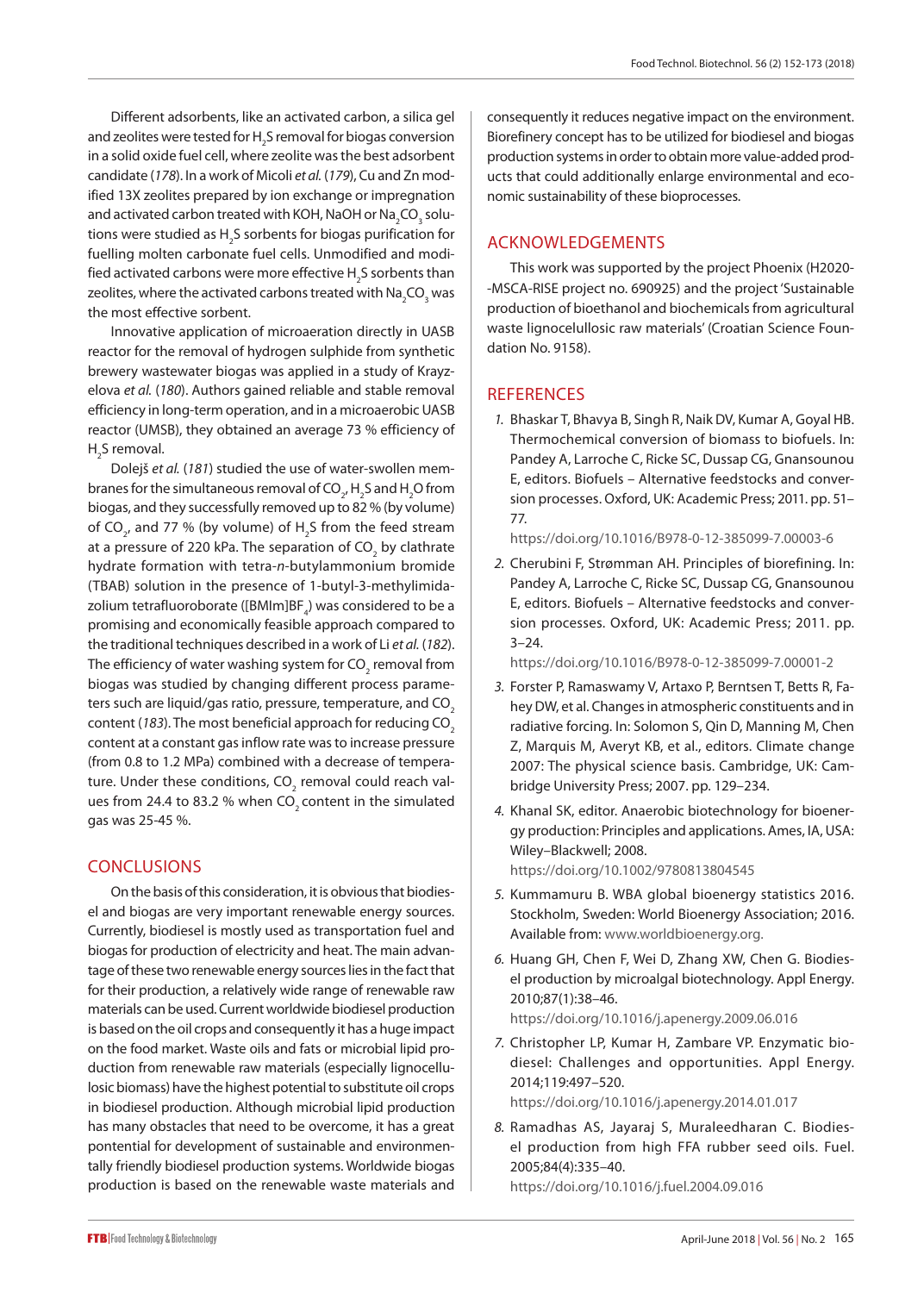Different adsorbents, like an activated carbon, a silica gel and zeolites were tested for $H_2S$ removal for biogas conversion in a solid oxide fuel cell, where zeolite was the best adsorbent candidate (*178*). In a work of Micoli *et al.* (*179*), Cu and Zn modified 13X zeolites prepared by ion exchange or impregnation and activated carbon treated with KOH, NaOH or $Na_2CO_3$ solutions were studied as $H_2S$ sorbents for biogas purification for fuelling molten carbonate fuel cells. Unmodified and modified activated carbons were more effective $H_2S$ sorbents than zeolites, where the activated carbons treated with $Na_2CO_3$ was the most effective sorbent.

Innovative application of microaeration directly in UASB reactor for the removal of hydrogen sulphide from synthetic brewery wastewater biogas was applied in a study of Krayzelova *et al.* (*180*). Authors gained reliable and stable removal efficiency in long-term operation, and in a microaerobic UASB reactor (UMSB), they obtained an average 73 % efficiency of $H_2S$ removal.

Dolejš *et al.* (*181*) studied the use of water-swollen membranes for the simultaneous removal of $CO_2$, $H_2S$ and $H_2O$ from biogas, and they successfully removed up to 82 % (by volume) of $CO_2$, and 77 % (by volume) of $H_2S$ from the feed stream at a pressure of 220 kPa. The separation of $CO_2$ by clathrate hydrate formation with tetra-*n*-butylammonium bromide (TBAB) solution in the presence of 1-butyl-3-methylimidazolium tetrafluoroborate ([BMIm]$BF_4$) was considered to be a promising and economically feasible approach compared to the traditional techniques described in a work of Li *et al.* (*182*). The efficiency of water washing system for $CO_2$ removal from biogas was studied by changing different process parameters such are liquid/gas ratio, pressure, temperature, and $CO_2$ content (*183*). The most beneficial approach for reducing $CO_2$ content at a constant gas inflow rate was to increase pressure (from 0.8 to 1.2 MPa) combined with a decrease of temperature. Under these conditions, $CO_2$ removal could reach values from 24.4 to 83.2 % when $CO_2$ content in the simulated gas was 25-45 %.

## CONCLUSIONS

On the basis of this consideration, it is obvious that biodiesel and biogas are very important renewable energy sources. Currently, biodiesel is mostly used as transportation fuel and biogas for production of electricity and heat. The main advantage of these two renewable energy sources lies in the fact that for their production, a relatively wide range of renewable raw materials can be used. Current worldwide biodiesel production is based on the oil crops and consequently it has a huge impact on the food market. Waste oils and fats or microbial lipid production from renewable raw materials (especially lignocellulosic biomass) have the highest potential to substitute oil crops in biodiesel production. Although microbial lipid production has many obstacles that need to be overcome, it has a great pontential for development of sustainable and environmentally friendly biodiesel production systems. Worldwide biogas production is based on the renewable waste materials and consequently it reduces negative impact on the environment. Biorefinery concept has to be utilized for biodiesel and biogas production systems in order to obtain more value-added products that could additionally enlarge environmental and economic sustainability of these bioprocesses.

## ACKNOWLEDGEMENTS

This work was supported by the project Phoenix (H2020-MSCA-RISE project no. 690925) and the project 'Sustainable production of bioethanol and biochemicals from agricultural waste lignocellulosic raw materials' (Croatian Science Foundation No. 9158).

## REFERENCES

1. Bhaskar T, Bhavya B, Singh R, Naik DV, Kumar A, Goyal HB. Thermochemical conversion of biomass to biofuels. In: Pandey A, Larroche C, Ricke SC, Dussap CG, Gnansounou E, editors. Biofuels – Alternative feedstocks and conversion processes. Oxford, UK: Academic Press; 2011. pp. 51–77.
https://doi.org/10.1016/B978-0-12-385099-7.00003-6
2. Cherubini F, Strømman AH. Principles of biorefining. In: Pandey A, Larroche C, Ricke SC, Dussap CG, Gnansounou E, editors. Biofuels – Alternative feedstocks and conversion processes. Oxford, UK: Academic Press; 2011. pp. 3–24.
https://doi.org/10.1016/B978-0-12-385099-7.00001-2
3. Forster P, Ramaswamy V, Artaxo P, Berntsen T, Betts R, Fahey DW, et al. Changes in atmospheric constituents and in radiative forcing. In: Solomon S, Qin D, Manning M, Chen Z, Marquis M, Averyt KB, et al., editors. Climate change 2007: The physical science basis. Cambridge, UK: Cambridge University Press; 2007. pp. 129–234.
4. Khanal SK, editor. Anaerobic biotechnology for bioenergy production: Principles and applications. Ames, IA, USA: Wiley–Blackwell; 2008.
https://doi.org/10.1002/9780813804545
5. Kummamuru B. WBA global bioenergy statistics 2016. Stockholm, Sweden: World Bioenergy Association; 2016. Available from: www.worldbioenergy.org.
6. Huang GH, Chen F, Wei D, Zhang XW, Chen G. Biodiesel production by microalgal biotechnology. Appl Energy. 2010;87(1):38–46.
https://doi.org/10.1016/j.apenergy.2009.06.016
7. Christopher LP, Kumar H, Zambare VP. Enzymatic biodiesel: Challenges and opportunities. Appl Energy. 2014;119:497–520.
https://doi.org/10.1016/j.apenergy.2014.01.017
8. Ramadhas AS, Jayaraj S, Muraleedharan C. Biodiesel production from high FFA rubber seed oils. Fuel. 2005;84(4):335–40.
https://doi.org/10.1016/j.fuel.2004.09.016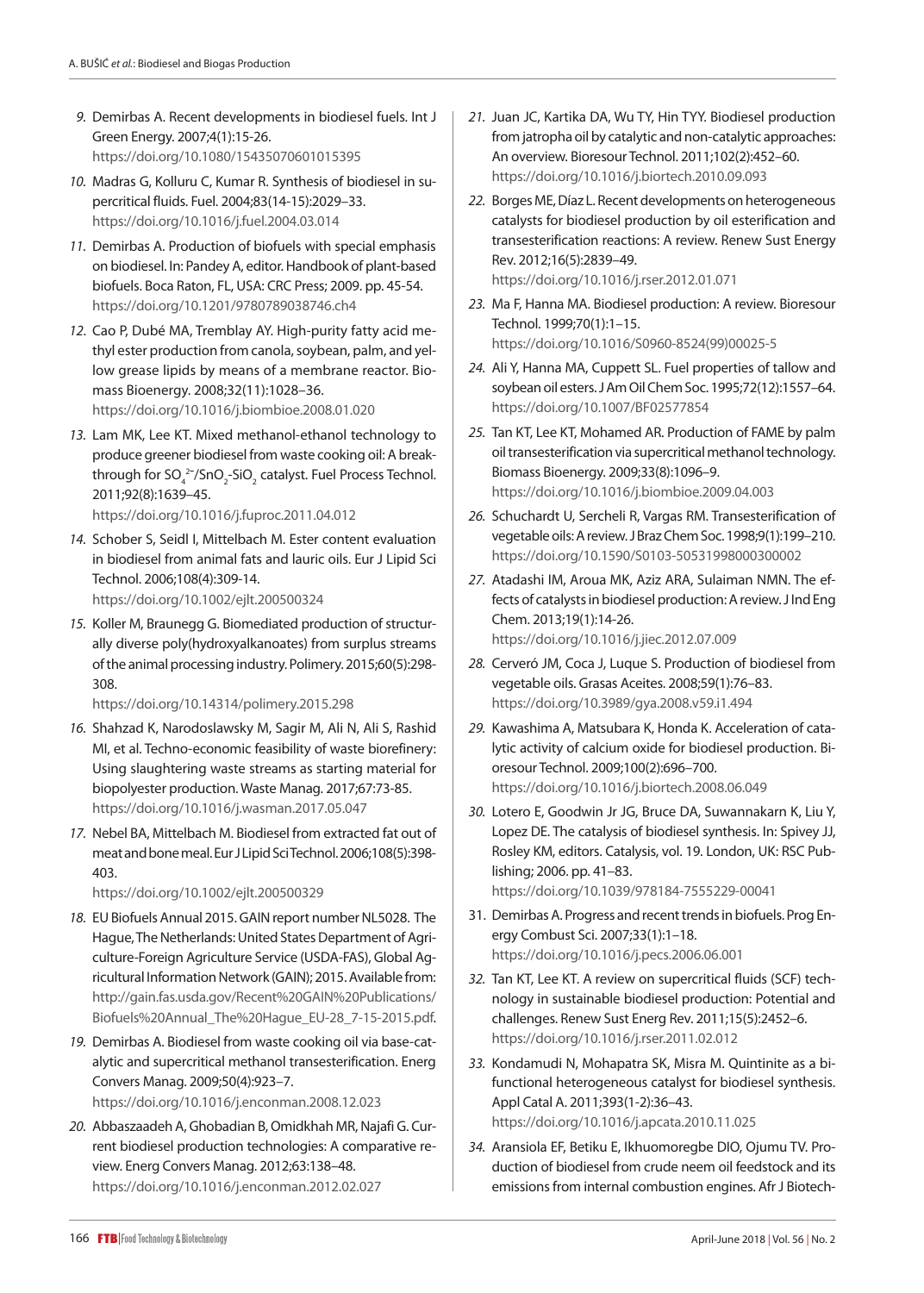9. Demirbas A. Recent developments in biodiesel fuels. Int J Green Energy. 2007;4(1):15-26. https://doi.org/10.1080/15435070601015395
10. Madras G, Kolluru C, Kumar R. Synthesis of biodiesel in supercritical fluids. Fuel. 2004;83(14-15):2029–33. https://doi.org/10.1016/j.fuel.2004.03.014
11. Demirbas A. Production of biofuels with special emphasis on biodiesel. In: Pandey A, editor. Handbook of plant-based biofuels. Boca Raton, FL, USA: CRC Press; 2009. pp. 45-54. https://doi.org/10.1201/9780789038746.ch4
12. Cao P, Dubé MA, Tremblay AY. High-purity fatty acid methyl ester production from canola, soybean, palm, and yellow grease lipids by means of a membrane reactor. Biomass Bioenergy. 2008;32(11):1028–36. https://doi.org/10.1016/j.biombioe.2008.01.020
13. Lam MK, Lee KT. Mixed methanol-ethanol technology to produce greener biodiesel from waste cooking oil: A breakthrough for $SO_4^{2-}/SnO_2-SiO_2$ catalyst. Fuel Process Technol. 2011;92(8):1639–45. https://doi.org/10.1016/j.fuproc.2011.04.012
14. Schober S, Seidl I, Mittelbach M. Ester content evaluation in biodiesel from animal fats and lauric oils. Eur J Lipid Sci Technol. 2006;108(4):309-14. https://doi.org/10.1002/ejlt.200500324
15. Koller M, Braunegg G. Biomediated production of structurally diverse poly(hydroxyalkanoates) from surplus streams of the animal processing industry. Polimery. 2015;60(5):298-308. https://doi.org/10.14314/polimery.2015.298
16. Shahzad K, Narodoslawsky M, Sagir M, Ali N, Ali S, Rashid MI, et al. Techno-economic feasibility of waste biorefinery: Using slaughtering waste streams as starting material for biopolyester production. Waste Manag. 2017;67:73-85. https://doi.org/10.1016/j.wasman.2017.05.047
17. Nebel BA, Mittelbach M. Biodiesel from extracted fat out of meat and bone meal. Eur J Lipid Sci Technol. 2006;108(5):398-403. https://doi.org/10.1002/ejlt.200500329
18. EU Biofuels Annual 2015. GAIN report number NL5028. The Hague, The Netherlands: United States Department of Agriculture-Foreign Agriculture Service (USDA-FAS), Global Agricultural Information Network (GAIN); 2015. Available from: http://gain.fas.usda.gov/Recent%20GAIN%20Publications/Biofuels%20Annual_The%20Hague_EU-28_7-15-2015.pdf.
19. Demirbas A. Biodiesel from waste cooking oil via base-catalytic and supercritical methanol transesterification. Energ Convers Manag. 2009;50(4):923–7. https://doi.org/10.1016/j.enconman.2008.12.023
20. Abbaszaadeh A, Ghobadian B, Omidkhah MR, Najafi G. Current biodiesel production technologies: A comparative review. Energ Convers Manag. 2012;63:138–48. https://doi.org/10.1016/j.enconman.2012.02.027
21. Juan JC, Kartika DA, Wu TY, Hin TYY. Biodiesel production from jatropha oil by catalytic and non-catalytic approaches: An overview. Bioresour Technol. 2011;102(2):452–60. https://doi.org/10.1016/j.biortech.2010.09.093
22. Borges ME, Díaz L. Recent developments on heterogeneous catalysts for biodiesel production by oil esterification and transesterification reactions: A review. Renew Sust Energy Rev. 2012;16(5):2839–49. https://doi.org/10.1016/j.rser.2012.01.071
23. Ma F, Hanna MA. Biodiesel production: A review. Bioresour Technol. 1999;70(1):1–15. https://doi.org/10.1016/S0960-8524(99)00025-5
24. Ali Y, Hanna MA, Cuppett SL. Fuel properties of tallow and soybean oil esters. J Am Oil Chem Soc. 1995;72(12):1557–64. https://doi.org/10.1007/BF02577854
25. Tan KT, Lee KT, Mohamed AR. Production of FAME by palm oil transesterification via supercritical methanol technology. Biomass Bioenergy. 2009;33(8):1096–9. https://doi.org/10.1016/j.biombioe.2009.04.003
26. Schuchardt U, Sercheli R, Vargas RM. Transesterification of vegetable oils: A review. J Braz Chem Soc. 1998;9(1):199–210. https://doi.org/10.1590/S0103-50531998000300002
27. Atadashi IM, Aroua MK, Aziz ARA, Sulaiman NMN. The effects of catalysts in biodiesel production: A review. J Ind Eng Chem. 2013;19(1):14-26. https://doi.org/10.1016/j.jiec.2012.07.009
28. Cerveró JM, Coca J, Luque S. Production of biodiesel from vegetable oils. Grasas Aceites. 2008;59(1):76–83. https://doi.org/10.3989/gya.2008.v59.i1.494
29. Kawashima A, Matsubara K, Honda K. Acceleration of catalytic activity of calcium oxide for biodiesel production. Bioresour Technol. 2009;100(2):696–700. https://doi.org/10.1016/j.biortech.2008.06.049
30. Lotero E, Goodwin Jr JG, Bruce DA, Suwannakarn K, Liu Y, Lopez DE. The catalysis of biodiesel synthesis. In: Spivey JJ, Rosley KM, editors. Catalysis, vol. 19. London, UK: RSC Publishing; 2006. pp. 41–83. https://doi.org/10.1039/978184-7555229-00041
31. Demirbas A. Progress and recent trends in biofuels. Prog Energy Combust Sci. 2007;33(1):1–18. https://doi.org/10.1016/j.pecs.2006.06.001
32. Tan KT, Lee KT. A review on supercritical fluids (SCF) technology in sustainable biodiesel production: Potential and challenges. Renew Sust Energ Rev. 2011;15(5):2452–6. https://doi.org/10.1016/j.rser.2011.02.012
33. Kondamudi N, Mohapatra SK, Misra M. Quintinite as a bifunctional heterogeneous catalyst for biodiesel synthesis. Appl Catal A. 2011;393(1-2):36–43. https://doi.org/10.1016/j.apcata.2010.11.025
34. Aransiola EF, Betiku E, Ikhuomoregbe DIO, Ojumu TV. Production of biodiesel from crude neem oil feedstock and its emissions from internal combustion engines. Afr J Biotech-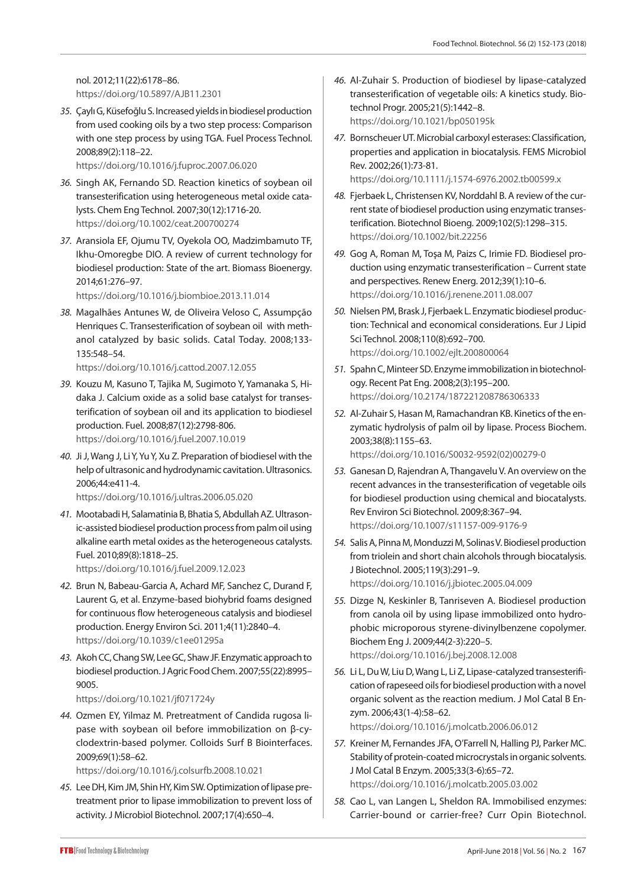nol. 2012;11(22):6178–86.
https://doi.org/10.5897/AJB11.2301

35. Çaylı G, Küsefoğlu S. Increased yields in biodiesel production from used cooking oils by a two step process: Comparison with one step process by using TGA. Fuel Process Technol. 2008;89(2):118–22.
https://doi.org/10.1016/j.fuproc.2007.06.020

36. Singh AK, Fernando SD. Reaction kinetics of soybean oil transesterification using heterogeneous metal oxide catalysts. Chem Eng Technol. 2007;30(12):1716-20.
https://doi.org/10.1002/ceat.200700274

37. Aransiola EF, Ojumu TV, Oyekola OO, Madzimbamuto TF, Ikhu-Omoregbe DIO. A review of current technology for biodiesel production: State of the art. Biomass Bioenergy. 2014;61:276–97.
https://doi.org/10.1016/j.biombioe.2013.11.014

38. Magalhães Antunes W, de Oliveira Veloso C, Assumpção Henriques C. Transesterification of soybean oil with methanol catalyzed by basic solids. Catal Today. 2008;133-135:548–54.
https://doi.org/10.1016/j.cattod.2007.12.055

39. Kouzu M, Kasuno T, Tajika M, Sugimoto Y, Yamanaka S, Hidaka J. Calcium oxide as a solid base catalyst for transesterification of soybean oil and its application to biodiesel production. Fuel. 2008;87(12):2798-806.
https://doi.org/10.1016/j.fuel.2007.10.019

40. Ji J, Wang J, Li Y, Yu Y, Xu Z. Preparation of biodiesel with the help of ultrasonic and hydrodynamic cavitation. Ultrasonics. 2006;44:e411-4.
https://doi.org/10.1016/j.ultras.2006.05.020

41. Mootabadi H, Salamatinia B, Bhatia S, Abdullah AZ. Ultrasonic-assisted biodiesel production process from palm oil using alkaline earth metal oxides as the heterogeneous catalysts. Fuel. 2010;89(8):1818–25.
https://doi.org/10.1016/j.fuel.2009.12.023

42. Brun N, Babeau-Garcia A, Achard MF, Sanchez C, Durand F, Laurent G, et al. Enzyme-based biohybrid foams designed for continuous flow heterogeneous catalysis and biodiesel production. Energy Environ Sci. 2011;4(11):2840–4.
https://doi.org/10.1039/c1ee01295a

43. Akoh CC, Chang SW, Lee GC, Shaw JF. Enzymatic approach to biodiesel production. J Agric Food Chem. 2007;55(22):8995–9005.
https://doi.org/10.1021/jf071724y

44. Ozmen EY, Yilmaz M. Pretreatment of Candida rugosa lipase with soybean oil before immobilization on β-cyclodextrin-based polymer. Colloids Surf B Biointerfaces. 2009;69(1):58–62.
https://doi.org/10.1016/j.colsurfb.2008.10.021

45. Lee DH, Kim JM, Shin HY, Kim SW. Optimization of lipase pretreatment prior to lipase immobilization to prevent loss of activity. J Microbiol Biotechnol. 2007;17(4):650–4.

46. Al-Zuhair S. Production of biodiesel by lipase-catalyzed transesterification of vegetable oils: A kinetics study. Biotechnol Progr. 2005;21(5):1442–8.
https://doi.org/10.1021/bp050195k

47. Bornscheuer UT. Microbial carboxyl esterases: Classification, properties and application in biocatalysis. FEMS Microbiol Rev. 2002;26(1):73-81.
https://doi.org/10.1111/j.1574-6976.2002.tb00599.x

48. Fjerbaek L, Christensen KV, Norddahl B. A review of the current state of biodiesel production using enzymatic transesterification. Biotechnol Bioeng. 2009;102(5):1298–315.
https://doi.org/10.1002/bit.22256

49. Gog A, Roman M, Toşa M, Paizs C, Irimie FD. Biodiesel production using enzymatic transesterification – Current state and perspectives. Renew Energ. 2012;39(1):10–6.
https://doi.org/10.1016/j.renene.2011.08.007

50. Nielsen PM, Brask J, Fjerbaek L. Enzymatic biodiesel production: Technical and economical considerations. Eur J Lipid Sci Technol. 2008;110(8):692–700.
https://doi.org/10.1002/ejlt.200800064

51. Spahn C, Minteer SD. Enzyme immobilization in biotechnology. Recent Pat Eng. 2008;2(3):195–200.
https://doi.org/10.2174/187221208786306333

52. Al-Zuhair S, Hasan M, Ramachandran KB. Kinetics of the enzymatic hydrolysis of palm oil by lipase. Process Biochem. 2003;38(8):1155–63.
https://doi.org/10.1016/S0032-9592(02)00279-0

53. Ganesan D, Rajendran A, Thangavelu V. An overview on the recent advances in the transesterification of vegetable oils for biodiesel production using chemical and biocatalysts. Rev Environ Sci Biotechnol. 2009;8:367–94.
https://doi.org/10.1007/s11157-009-9176-9

54. Salis A, Pinna M, Monduzzi M, Solinas V. Biodiesel production from triolein and short chain alcohols through biocatalysis. J Biotechnol. 2005;119(3):291–9.
https://doi.org/10.1016/j.jbiotec.2005.04.009

55. Dizge N, Keskinler B, Tanriseven A. Biodiesel production from canola oil by using lipase immobilized onto hydrophobic microporous styrene-divinylbenzene copolymer. Biochem Eng J. 2009;44(2-3):220–5.
https://doi.org/10.1016/j.bej.2008.12.008

56. Li L, Du W, Liu D, Wang L, Li Z, Lipase-catalyzed transesterification of rapeseed oils for biodiesel production with a novel organic solvent as the reaction medium. J Mol Catal B Enzym. 2006;43(1-4):58–62.
https://doi.org/10.1016/j.molcatb.2006.06.012

57. Kreiner M, Fernandes JFA, O'Farrell N, Halling PJ, Parker MC. Stability of protein-coated microcrystals in organic solvents. J Mol Catal B Enzym. 2005;33(3-6):65–72.
https://doi.org/10.1016/j.molcatb.2005.03.002

58. Cao L, van Langen L, Sheldon RA. Immobilised enzymes: Carrier-bound or carrier-free? Curr Opin Biotechnol.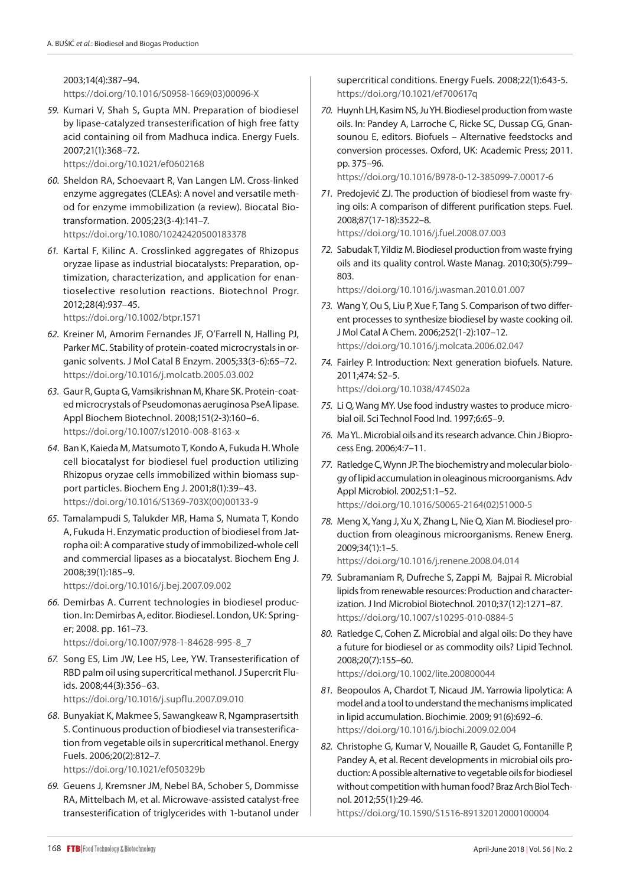2003;14(4):387–94.
https://doi.org/10.1016/S0958-1669(03)00096-X

59. Kumari V, Shah S, Gupta MN. Preparation of biodiesel by lipase-catalyzed transesterification of high free fatty acid containing oil from Madhuca indica. Energy Fuels. 2007;21(1):368–72.
https://doi.org/10.1021/ef0602168

60. Sheldon RA, Schoevaart R, Van Langen LM. Cross-linked enzyme aggregates (CLEAs): A novel and versatile method for enzyme immobilization (a review). Biocatal Biotransformation. 2005;23(3-4):141–7.
https://doi.org/10.1080/10242420500183378

61. Kartal F, Kilinc A. Crosslinked aggregates of Rhizopus oryzae lipase as industrial biocatalysts: Preparation, optimization, characterization, and application for enantioselective resolution reactions. Biotechnol Progr. 2012;28(4):937–45.
https://doi.org/10.1002/btpr.1571

62. Kreiner M, Amorim Fernandes JF, O'Farrell N, Halling PJ, Parker MC. Stability of protein-coated microcrystals in organic solvents. J Mol Catal B Enzym. 2005;33(3-6):65–72.
https://doi.org/10.1016/j.molcatb.2005.03.002

63. Gaur R, Gupta G, Vamsikrishnan M, Khare SK. Protein-coated microcrystals of Pseudomonas aeruginosa PseA lipase. Appl Biochem Biotechnol. 2008;151(2-3):160–6.
https://doi.org/10.1007/s12010-008-8163-x

64. Ban K, Kaieda M, Matsumoto T, Kondo A, Fukuda H. Whole cell biocatalyst for biodiesel fuel production utilizing Rhizopus oryzae cells immobilized within biomass support particles. Biochem Eng J. 2001;8(1):39–43.
https://doi.org/10.1016/S1369-703X(00)00133-9

65. Tamalampudi S, Talukder MR, Hama S, Numata T, Kondo A, Fukuda H. Enzymatic production of biodiesel from Jatropha oil: A comparative study of immobilized-whole cell and commercial lipases as a biocatalyst. Biochem Eng J. 2008;39(1):185–9.
https://doi.org/10.1016/j.bej.2007.09.002

66. Demirbas A. Current technologies in biodiesel production. In: Demirbas A, editor. Biodiesel. London, UK: Springer; 2008. pp. 161–73.
https://doi.org/10.1007/978-1-84628-995-8_7

67. Song ES, Lim JW, Lee HS, Lee, YW. Transesterification of RBD palm oil using supercritical methanol. J Supercrit Fluids. 2008;44(3):356–63.
https://doi.org/10.1016/j.supflu.2007.09.010

68. Bunyakiat K, Makmee S, Sawangkeaw R, Ngamprasertsith S. Continuous production of biodiesel via transesterification from vegetable oils in supercritical methanol. Energy Fuels. 2006;20(2):812–7.
https://doi.org/10.1021/ef050329b

69. Geuens J, Kremsner JM, Nebel BA, Schober S, Dommisse RA, Mittelbach M, et al. Microwave-assisted catalyst-free transesterification of triglycerides with 1-butanol under supercritical conditions. Energy Fuels. 2008;22(1):643-5.
https://doi.org/10.1021/ef700617q

70. Huynh LH, Kasim NS, Ju YH. Biodiesel production from waste oils. In: Pandey A, Larroche C, Ricke SC, Dussap CG, Gnansounou E, editors. Biofuels – Alternative feedstocks and conversion processes. Oxford, UK: Academic Press; 2011. pp. 375–96.
https://doi.org/10.1016/B978-0-12-385099-7.00017-6

71. Predojević ZJ. The production of biodiesel from waste frying oils: A comparison of different purification steps. Fuel. 2008;87(17-18):3522–8.
https://doi.org/10.1016/j.fuel.2008.07.003

72. Sabudak T, Yildiz M. Biodiesel production from waste frying oils and its quality control. Waste Manag. 2010;30(5):799–803.
https://doi.org/10.1016/j.wasman.2010.01.007

73. Wang Y, Ou S, Liu P, Xue F, Tang S. Comparison of two different processes to synthesize biodiesel by waste cooking oil. J Mol Catal A Chem. 2006;252(1-2):107–12.
https://doi.org/10.1016/j.molcata.2006.02.047

74. Fairley P. Introduction: Next generation biofuels. Nature. 2011;474: S2–5.
https://doi.org/10.1038/474S02a

75. Li Q, Wang MY. Use food industry wastes to produce microbial oil. Sci Technol Food Ind. 1997;6:65–9.

76. Ma YL. Microbial oils and its research advance. Chin J Bioprocess Eng. 2006;4:7–11.

77. Ratledge C, Wynn JP. The biochemistry and molecular biology of lipid accumulation in oleaginous microorganisms. Adv Appl Microbiol. 2002;51:1–52.
https://doi.org/10.1016/S0065-2164(02)51000-5

78. Meng X, Yang J, Xu X, Zhang L, Nie Q, Xian M. Biodiesel production from oleaginous microorganisms. Renew Energ. 2009;34(1):1–5.
https://doi.org/10.1016/j.renene.2008.04.014

79. Subramaniam R, Dufreche S, Zappi M, Bajpai R. Microbial lipids from renewable resources: Production and characterization. J Ind Microbiol Biotechnol. 2010;37(12):1271–87.
https://doi.org/10.1007/s10295-010-0884-5

80. Ratledge C, Cohen Z. Microbial and algal oils: Do they have a future for biodiesel or as commodity oils? Lipid Technol. 2008;20(7):155–60.
https://doi.org/10.1002/lite.200800044

81. Beopoulos A, Chardot T, Nicaud JM. Yarrowia lipolytica: A model and a tool to understand the mechanisms implicated in lipid accumulation. Biochimie. 2009; 91(6):692–6.
https://doi.org/10.1016/j.biochi.2009.02.004

82. Christophe G, Kumar V, Nouaille R, Gaudet G, Fontanille P, Pandey A, et al. Recent developments in microbial oils production: A possible alternative to vegetable oils for biodiesel without competition with human food? Braz Arch Biol Technol. 2012;55(1):29-46.
https://doi.org/10.1590/S1516-89132012000100004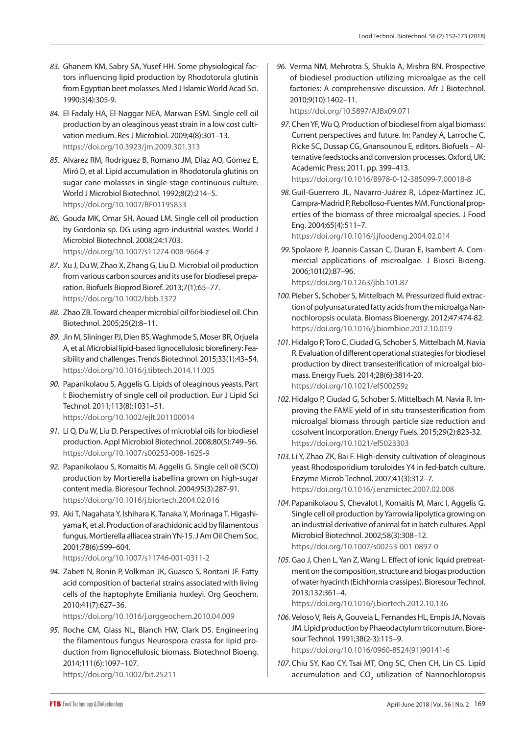83. Ghanem KM, Sabry SA, Yusef HH. Some physiological factors influencing lipid production by Rhodotorula glutinis from Egyptian beet molasses. Med J Islamic World Acad Sci. 1990;3(4):305-9.

84. El-Fadaly HA, El-Naggar NEA, Marwan ESM. Single cell oil production by an oleaginous yeast strain in a low cost cultivation medium. Res J Microbiol. 2009;4(8):301–13. https://doi.org/10.3923/jm.2009.301.313

85. Alvarez RM, Rodríguez B, Romano JM, Díaz AO, Gómez E, Miró D, et al. Lipid accumulation in Rhodotorula glutinis on sugar cane molasses in single-stage continuous culture. World J Microbiol Biotechnol. 1992;8(2):214–5. https://doi.org/10.1007/BF01195853

86. Gouda MK, Omar SH, Aouad LM. Single cell oil production by Gordonia sp. DG using agro-industrial wastes. World J Microbiol Biotechnol. 2008;24:1703. https://doi.org/10.1007/s11274-008-9664-z

87. Xu J, Du W, Zhao X, Zhang G, Liu D. Microbial oil production from various carbon sources and its use for biodiesel preparation. Biofuels Bioprod Bioref. 2013;7(1):65–77. https://doi.org/10.1002/bbb.1372

88. Zhao ZB. Toward cheaper microbial oil for biodiesel oil. Chin Biotechnol. 2005;25(2):8–11.

89. Jin M, Slininger PJ, Dien BS, Waghmode S, Moser BR, Orjuela A, et al. Microbial lipid-based lignocellulosic biorefinery: Feasibility and challenges. Trends Biotechnol. 2015;33(1):43–54. https://doi.org/10.1016/j.tibtech.2014.11.005

90. Papanikolaou S, Aggelis G. Lipids of oleaginous yeasts. Part I: Biochemistry of single cell oil production. Eur J Lipid Sci Technol. 2011;113(8):1031–51. https://doi.org/10.1002/ejlt.201100014

91. Li Q, Du W, Liu D. Perspectives of microbial oils for biodiesel production. Appl Microbiol Biotechnol. 2008;80(5):749–56. https://doi.org/10.1007/s00253-008-1625-9

92. Papanikolaou S, Komaitis M, Aggelis G. Single cell oil (SCO) production by Mortierella isabellina grown on high-sugar content media. Bioresour Technol. 2004;95(3):287-91. https://doi.org/10.1016/j.biortech.2004.02.016

93. Aki T, Nagahata Y, Ishihara K, Tanaka Y, Morinaga T, Higashiyama K, et al. Production of arachidonic acid by filamentous fungus, Mortierella alliacea strain YN-15. J Am Oil Chem Soc. 2001;78(6):599–604. https://doi.org/10.1007/s11746-001-0311-2

94. Zabeti N, Bonin P, Volkman JK, Guasco S, Rontani JF. Fatty acid composition of bacterial strains associated with living cells of the haptophyte Emiliania huxleyi. Org Geochem. 2010;41(7):627–36. https://doi.org/10.1016/j.orggeochem.2010.04.009

95. Roche CM, Glass NL, Blanch HW, Clark DS. Engineering the filamentous fungus Neurospora crassa for lipid production from lignocellulosic biomass. Biotechnol Bioeng. 2014;111(6):1097–107. https://doi.org/10.1002/bit.25211

96. Verma NM, Mehrotra S, Shukla A, Mishra BN. Prospective of biodiesel production utilizing microalgae as the cell factories: A comprehensive discussion. Afr J Biotechnol. 2010;9(10):1402–11. https://doi.org/10.5897/AJBx09.071

97. Chen YF, Wu Q. Production of biodiesel from algal biomass: Current perspectives and future. In: Pandey A, Larroche C, Ricke SC, Dussap CG, Gnansounou E, editors. Biofuels – Alternative feedstocks and conversion processes. Oxford, UK: Academic Press; 2011. pp. 399–413. https://doi.org/10.1016/B978-0-12-385099-7.00018-8

98. Guil-Guerrero JL, Navarro-Juárez R, López-Martínez JC, Campra-Madrid P, Rebolloso-Fuentes MM. Functional properties of the biomass of three microalgal species. J Food Eng. 2004;65(4):511–7. https://doi.org/10.1016/j.jfoodeng.2004.02.014

99. Spolaore P, Joannis-Cassan C, Duran E, Isambert A. Commercial applications of microalgae. J Biosci Bioeng. 2006;101(2):87–96. https://doi.org/10.1263/jbb.101.87

100. Pieber S, Schober S, Mittelbach M. Pressurized fluid extraction of polyunsaturated fatty acids from the microalga Nannochloropsis oculata. Biomass Bioenerg. 2012;47:474-82. https://doi.org/10.1016/j.biombioe.2012.10.019

101. Hidalgo P, Toro C, Ciudad G, Schober S, Mittelbach M, Navia R. Evaluation of different operational strategies for biodiesel production by direct transesterification of microalgal biomass. Energy Fuels. 2014;28(6):3814-20. https://doi.org/10.1021/ef500259z

102. Hidalgo P, Ciudad G, Schober S, Mittelbach M, Navia R. Improving the FAME yield of in situ transesterification from microalgal biomass through particle size reduction and cosolvent incorporation. Energy Fuels. 2015;29(2):823-32. https://doi.org/10.1021/ef5023303

103. Li Y, Zhao ZK, Bai F. High-density cultivation of oleaginous yeast Rhodosporidium toruloides Y4 in fed-batch culture. Enzyme Microb Technol. 2007;41(3):312–7. https://doi.org/10.1016/j.enzmictec.2007.02.008

104. Papanikolaou S, Chevalot I, Komaitis M, Marc I, Aggelis G. Single cell oil production by Yarrowia lipolytica growing on an industrial derivative of animal fat in batch cultures. Appl Microbiol Biotechnol. 2002;58(3):308–12. https://doi.org/10.1007/s00253-001-0897-0

105. Gao J, Chen L, Yan Z, Wang L. Effect of ionic liquid pretreatment on the composition, structure and biogas production of water hyacinth (Eichhornia crassipes). Bioresour Technol. 2013;132:361–4. https://doi.org/10.1016/j.biortech.2012.10.136

106. Veloso V, Reis A, Gouveia L, Fernandes HL, Empis JA, Novais JM. Lipid production by Phaeodactylum tricornutum. Bioresour Technol. 1991;38(2-3):115–9. https://doi.org/10.1016/0960-8524(91)90141-6

107. Chiu SY, Kao CY, Tsai MT, Ong SC, Chen CH, Lin CS. Lipid accumulation and $CO_2$ utilization of Nannochloropsis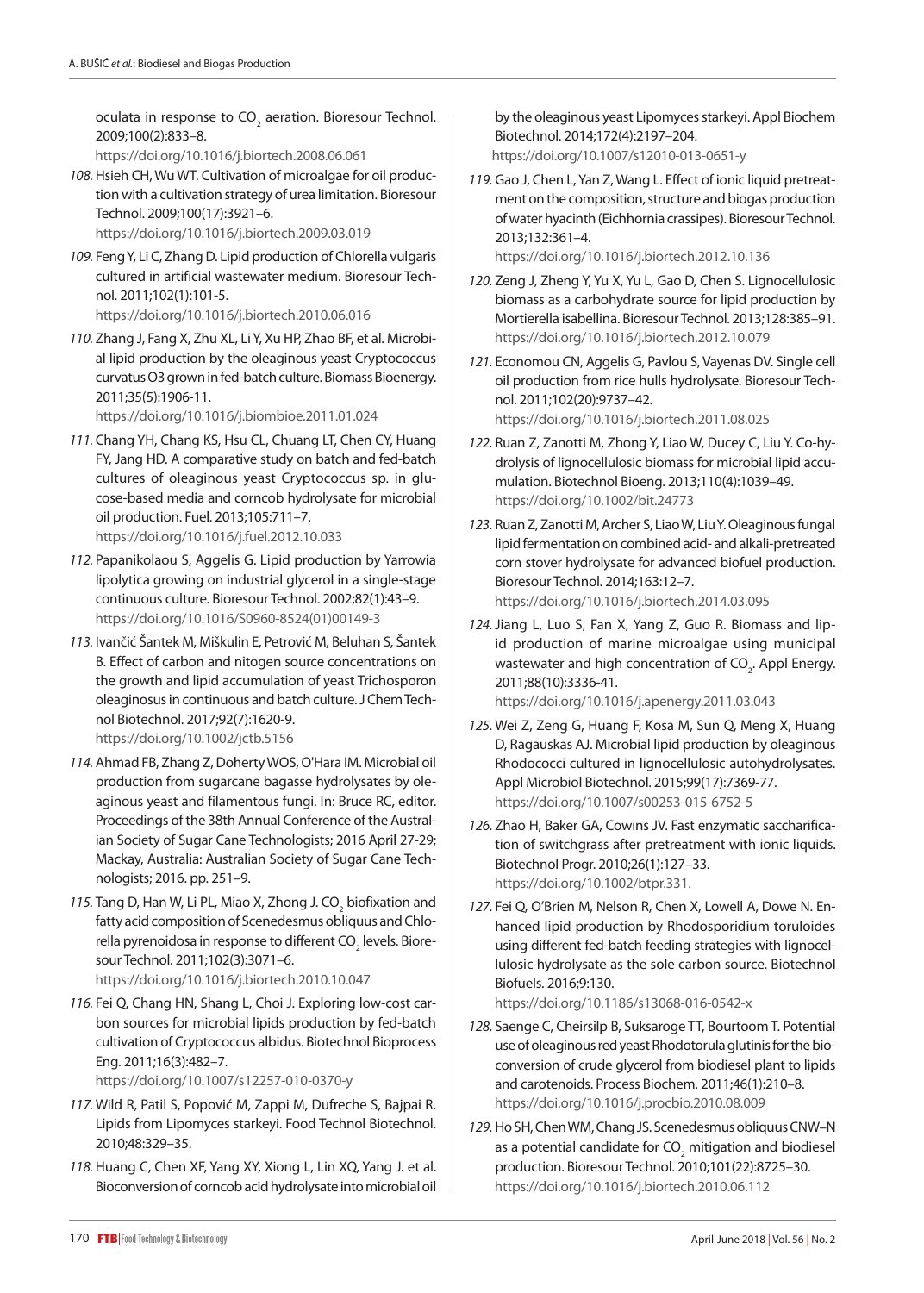oculata in response to $CO_2$ aeration. Bioresour Technol. 2009;100(2):833–8.
https://doi.org/10.1016/j.biortech.2008.06.061

108. Hsieh CH, Wu WT. Cultivation of microalgae for oil production with a cultivation strategy of urea limitation. Bioresour Technol. 2009;100(17):3921–6.
https://doi.org/10.1016/j.biortech.2009.03.019

109. Feng Y, Li C, Zhang D. Lipid production of Chlorella vulgaris cultured in artificial wastewater medium. Bioresour Technol. 2011;102(1):101-5.
https://doi.org/10.1016/j.biortech.2010.06.016

110. Zhang J, Fang X, Zhu XL, Li Y, Xu HP, Zhao BF, et al. Microbial lipid production by the oleaginous yeast Cryptococcus curvatus O3 grown in fed-batch culture. Biomass Bioenergy. 2011;35(5):1906-11.
https://doi.org/10.1016/j.biombioe.2011.01.024

111. Chang YH, Chang KS, Hsu CL, Chuang LT, Chen CY, Huang FY, Jang HD. A comparative study on batch and fed-batch cultures of oleaginous yeast Cryptococcus sp. in glucose-based media and corncob hydrolysate for microbial oil production. Fuel. 2013;105:711–7.
https://doi.org/10.1016/j.fuel.2012.10.033

112. Papanikolaou S, Aggelis G. Lipid production by Yarrowia lipolytica growing on industrial glycerol in a single-stage continuous culture. Bioresour Technol. 2002;82(1):43–9.
https://doi.org/10.1016/S0960-8524(01)00149-3

113. Ivančić Šantek M, Miškulin E, Petrović M, Beluhan S, Šantek B. Effect of carbon and nitogen source concentrations on the growth and lipid accumulation of yeast Trichosporon oleaginosus in continuous and batch culture. J Chem Technol Biotechnol. 2017;92(7):1620-9.
https://doi.org/10.1002/jctb.5156

114. Ahmad FB, Zhang Z, Doherty WOS, O'Hara IM. Microbial oil production from sugarcane bagasse hydrolysates by oleaginous yeast and filamentous fungi. In: Bruce RC, editor. Proceedings of the 38th Annual Conference of the Australian Society of Sugar Cane Technologists; 2016 April 27-29; Mackay, Australia: Australian Society of Sugar Cane Technologists; 2016. pp. 251–9.

115. Tang D, Han W, Li PL, Miao X, Zhong J. $CO_2$ biofixation and fatty acid composition of Scenedesmus obliquus and Chlorella pyrenoidosa in response to different $CO_2$ levels. Bioresour Technol. 2011;102(3):3071–6.
https://doi.org/10.1016/j.biortech.2010.10.047

116. Fei Q, Chang HN, Shang L, Choi J. Exploring low-cost carbon sources for microbial lipids production by fed-batch cultivation of Cryptococcus albidus. Biotechnol Bioprocess Eng. 2011;16(3):482–7.
https://doi.org/10.1007/s12257-010-0370-y

117. Wild R, Patil S, Popović M, Zappi M, Dufreche S, Bajpai R. Lipids from Lipomyces starkeyi. Food Technol Biotechnol. 2010;48:329–35.

118. Huang C, Chen XF, Yang XY, Xiong L, Lin XQ, Yang J. et al. Bioconversion of corncob acid hydrolysate into microbial oil by the oleaginous yeast Lipomyces starkeyi. Appl Biochem Biotechnol. 2014;172(4):2197–204.
https://doi.org/10.1007/s12010-013-0651-y

119. Gao J, Chen L, Yan Z, Wang L. Effect of ionic liquid pretreatment on the composition, structure and biogas production of water hyacinth (Eichhornia crassipes). Bioresour Technol. 2013;132:361–4.
https://doi.org/10.1016/j.biortech.2012.10.136

120. Zeng J, Zheng Y, Yu X, Yu L, Gao D, Chen S. Lignocellulosic biomass as a carbohydrate source for lipid production by Mortierella isabellina. Bioresour Technol. 2013;128:385–91.
https://doi.org/10.1016/j.biortech.2012.10.079

121. Economou CN, Aggelis G, Pavlou S, Vayenas DV. Single cell oil production from rice hulls hydrolysate. Bioresour Technol. 2011;102(20):9737–42.
https://doi.org/10.1016/j.biortech.2011.08.025

122. Ruan Z, Zanotti M, Zhong Y, Liao W, Ducey C, Liu Y. Co-hydrolysis of lignocellulosic biomass for microbial lipid accumulation. Biotechnol Bioeng. 2013;110(4):1039–49.
https://doi.org/10.1002/bit.24773

123. Ruan Z, Zanotti M, Archer S, Liao W, Liu Y. Oleaginous fungal lipid fermentation on combined acid- and alkali-pretreated corn stover hydrolysate for advanced biofuel production. Bioresour Technol. 2014;163:12–7.
https://doi.org/10.1016/j.biortech.2014.03.095

124. Jiang L, Luo S, Fan X, Yang Z, Guo R. Biomass and lipid production of marine microalgae using municipal wastewater and high concentration of $CO_2$. Appl Energy. 2011;88(10):3336-41.
https://doi.org/10.1016/j.apenergy.2011.03.043

125. Wei Z, Zeng G, Huang F, Kosa M, Sun Q, Meng X, Huang D, Ragauskas AJ. Microbial lipid production by oleaginous Rhodococci cultured in lignocellulosic autohydrolysates. Appl Microbiol Biotechnol. 2015;99(17):7369-77.
https://doi.org/10.1007/s00253-015-6752-5

126. Zhao H, Baker GA, Cowins JV. Fast enzymatic saccharification of switchgrass after pretreatment with ionic liquids. Biotechnol Progr. 2010;26(1):127–33.
https://doi.org/10.1002/btpr.331.

127. Fei Q, O'Brien M, Nelson R, Chen X, Lowell A, Dowe N. Enhanced lipid production by Rhodosporidium toruloides using different fed-batch feeding strategies with lignocellulosic hydrolysate as the sole carbon source. Biotechnol Biofuels. 2016;9:130.
https://doi.org/10.1186/s13068-016-0542-x

128. Saenge C, Cheirsilp B, Suksaroge TT, Bourtoom T. Potential use of oleaginous red yeast Rhodotorula glutinis for the bioconversion of crude glycerol from biodiesel plant to lipids and carotenoids. Process Biochem. 2011;46(1):210–8.
https://doi.org/10.1016/j.procbio.2010.08.009

129. Ho SH, Chen WM, Chang JS. Scenedesmus obliquus CNW-N as a potential candidate for $CO_2$ mitigation and biodiesel production. Bioresour Technol. 2010;101(22):8725–30.
https://doi.org/10.1016/j.biortech.2010.06.112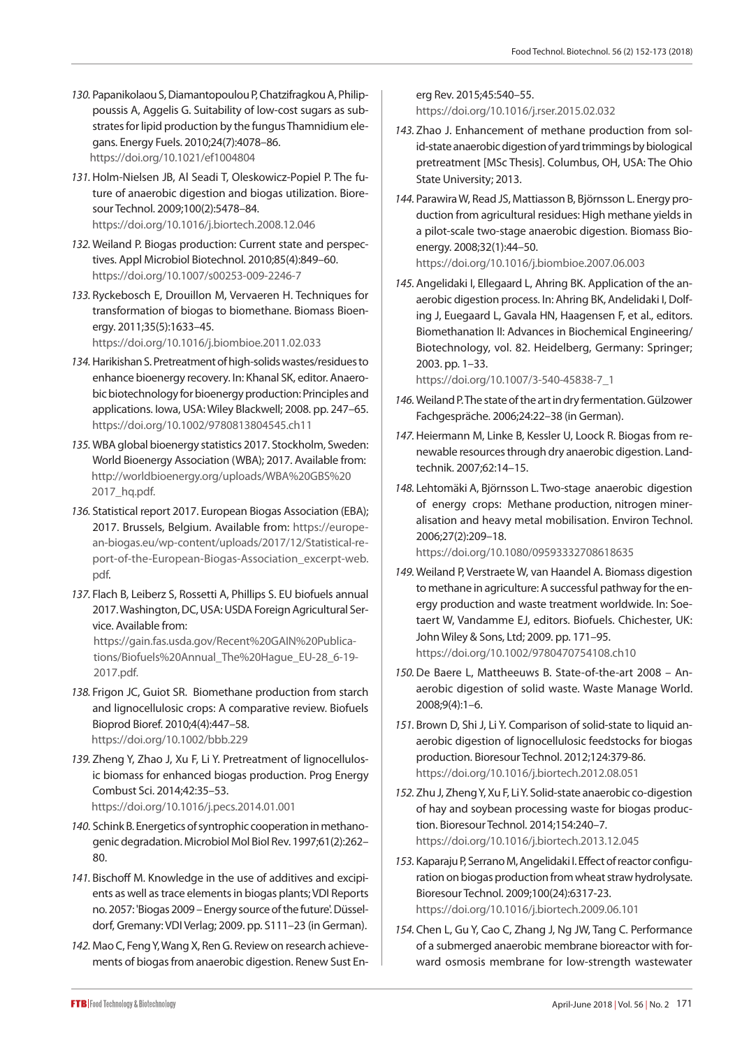130. Papanikolaou S, Diamantopoulou P, Chatzifragkou A, Philippoussis A, Aggelis G. Suitability of low-cost sugars as substrates for lipid production by the fungus Thamnidium elegans. Energy Fuels. 2010;24(7):4078–86. https://doi.org/10.1021/ef1004804

131. Holm-Nielsen JB, Al Seadi T, Oleskowicz-Popiel P. The future of anaerobic digestion and biogas utilization. Bioresour Technol. 2009;100(2):5478–84. https://doi.org/10.1016/j.biortech.2008.12.046

132. Weiland P. Biogas production: Current state and perspectives. Appl Microbiol Biotechnol. 2010;85(4):849–60. https://doi.org/10.1007/s00253-009-2246-7

133. Ryckebosch E, Drouillon M, Vervaeren H. Techniques for transformation of biogas to biomethane. Biomass Bioenergy. 2011;35(5):1633–45. https://doi.org/10.1016/j.biombioe.2011.02.033

134. Harikishan S. Pretreatment of high-solids wastes/residues to enhance bioenergy recovery. In: Khanal SK, editor. Anaerobic biotechnology for bioenergy production: Principles and applications. Iowa, USA: Wiley Blackwell; 2008. pp. 247–65. https://doi.org/10.1002/9780813804545.ch11

135. WBA global bioenergy statistics 2017. Stockholm, Sweden: World Bioenergy Association (WBA); 2017. Available from: http://worldbioenergy.org/uploads/WBA%20GBS%202017_hq.pdf.

136. Statistical report 2017. European Biogas Association (EBA); 2017. Brussels, Belgium. Available from: https://european-biogas.eu/wp-content/uploads/2017/12/Statistical-report-of-the-European-Biogas-Association_excerpt-web.pdf.

137. Flach B, Leiberz S, Rossetti A, Phillips S. EU biofuels annual 2017. Washington, DC, USA: USDA Foreign Agricultural Service. Available from: https://gain.fas.usda.gov/Recent%20GAIN%20Publications/Biofuels%20Annual_The%20Hague_EU-28_6-19-2017.pdf.

138. Frigon JC, Guiot SR. Biomethane production from starch and lignocellulosic crops: A comparative review. Biofuels Bioprod Bioref. 2010;4(4):447–58. https://doi.org/10.1002/bbb.229

139. Zheng Y, Zhao J, Xu F, Li Y. Pretreatment of lignocellulosic biomass for enhanced biogas production. Prog Energy Combust Sci. 2014;42:35–53. https://doi.org/10.1016/j.pecs.2014.01.001

140. Schink B. Energetics of syntrophic cooperation in methanogenic degradation. Microbiol Mol Biol Rev. 1997;61(2):262–80.

141. Bischoff M. Knowledge in the use of additives and excipients as well as trace elements in biogas plants; VDI Reports no. 2057: 'Biogas 2009 – Energy source of the future'. Düsseldorf, Gremany: VDI Verlag; 2009. pp. S111–23 (in German).

142. Mao C, Feng Y, Wang X, Ren G. Review on research achievements of biogas from anaerobic digestion. Renew Sust Energ Rev. 2015;45:540–55. https://doi.org/10.1016/j.rser.2015.02.032

143. Zhao J. Enhancement of methane production from solid-state anaerobic digestion of yard trimmings by biological pretreatment [MSc Thesis]. Columbus, OH, USA: The Ohio State University; 2013.

144. Parawira W, Read JS, Mattiasson B, Björnsson L. Energy production from agricultural residues: High methane yields in a pilot-scale two-stage anaerobic digestion. Biomass Bioenergy. 2008;32(1):44–50. https://doi.org/10.1016/j.biombioe.2007.06.003

145. Angelidaki I, Ellegaard L, Ahring BK. Application of the anaerobic digestion process. In: Ahring BK, Andelidaki I, Dolfing J, Euegaard L, Gavala HN, Haagensen F, et al., editors. Biomethanation II: Advances in Biochemical Engineering/Biotechnology, vol. 82. Heidelberg, Germany: Springer; 2003. pp. 1–33. https://doi.org/10.1007/3-540-45838-7_1

146. Weiland P. The state of the art in dry fermentation. Gülzower Fachgespräche. 2006;24:22–38 (in German).

147. Heiermann M, Linke B, Kessler U, Loock R. Biogas from renewable resources through dry anaerobic digestion. Landtechnik. 2007;62:14–15.

148. Lehtomäki A, Björnsson L. Two-stage anaerobic digestion of energy crops: Methane production, nitrogen mineralisation and heavy metal mobilisation. Environ Technol. 2006;27(2):209–18. https://doi.org/10.1080/09593332708618635

149. Weiland P, Verstraete W, van Haandel A. Biomass digestion to methane in agriculture: A successful pathway for the energy production and waste treatment worldwide. In: Soetaert W, Vandamme EJ, editors. Biofuels. Chichester, UK: John Wiley & Sons, Ltd; 2009. pp. 171–95. https://doi.org/10.1002/9780470754108.ch10

150. De Baere L, Mattheeuws B. State-of-the-art 2008 – Anaerobic digestion of solid waste. Waste Manage World. 2008;9(4):1–6.

151. Brown D, Shi J, Li Y. Comparison of solid-state to liquid anaerobic digestion of lignocellulosic feedstocks for biogas production. Bioresour Technol. 2012;124:379-86. https://doi.org/10.1016/j.biortech.2012.08.051

152. Zhu J, Zheng Y, Xu F, Li Y. Solid-state anaerobic co-digestion of hay and soybean processing waste for biogas production. Bioresour Technol. 2014;154:240–7. https://doi.org/10.1016/j.biortech.2013.12.045

153. Kaparaju P, Serrano M, Angelidaki I. Effect of reactor configuration on biogas production from wheat straw hydrolysate. Bioresour Technol. 2009;100(24):6317-23. https://doi.org/10.1016/j.biortech.2009.06.101

154. Chen L, Gu Y, Cao C, Zhang J, Ng JW, Tang C. Performance of a submerged anaerobic membrane bioreactor with forward osmosis membrane for low-strength wastewater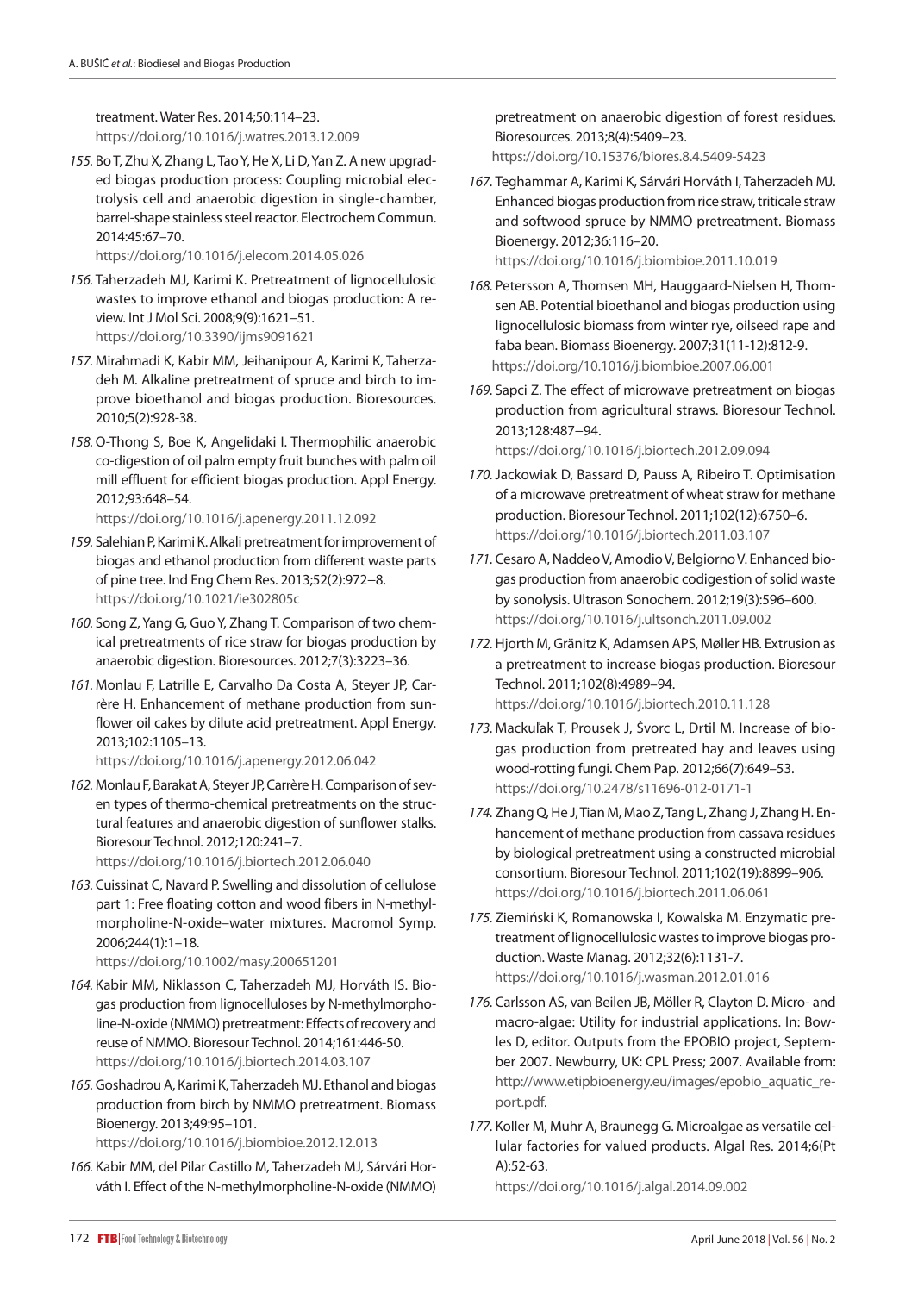treatment. Water Res. 2014;50:114–23. https://doi.org/10.1016/j.watres.2013.12.009

155. Bo T, Zhu X, Zhang L, Tao Y, He X, Li D, Yan Z. A new upgraded biogas production process: Coupling microbial electrolysis cell and anaerobic digestion in single-chamber, barrel-shape stainless steel reactor. Electrochem Commun. 2014:45:67–70. https://doi.org/10.1016/j.elecom.2014.05.026

156. Taherzadeh MJ, Karimi K. Pretreatment of lignocellulosic wastes to improve ethanol and biogas production: A review. Int J Mol Sci. 2008;9(9):1621–51. https://doi.org/10.3390/ijms9091621

157. Mirahmadi K, Kabir MM, Jeihanipour A, Karimi K, Taherzadeh M. Alkaline pretreatment of spruce and birch to improve bioethanol and biogas production. Bioresources. 2010;5(2):928-38.

158. O-Thong S, Boe K, Angelidaki I. Thermophilic anaerobic co-digestion of oil palm empty fruit bunches with palm oil mill effluent for efficient biogas production. Appl Energy. 2012;93:648–54. https://doi.org/10.1016/j.apenergy.2011.12.092

159. Salehian P, Karimi K. Alkali pretreatment for improvement of biogas and ethanol production from different waste parts of pine tree. Ind Eng Chem Res. 2013;52(2):972–8. https://doi.org/10.1021/ie302805c

160. Song Z, Yang G, Guo Y, Zhang T. Comparison of two chemical pretreatments of rice straw for biogas production by anaerobic digestion. Bioresources. 2012;7(3):3223–36.

161. Monlau F, Latrille E, Carvalho Da Costa A, Steyer JP, Carrère H. Enhancement of methane production from sunflower oil cakes by dilute acid pretreatment. Appl Energy. 2013;102:1105–13. https://doi.org/10.1016/j.apenergy.2012.06.042

162. Monlau F, Barakat A, Steyer JP, Carrère H. Comparison of seven types of thermo-chemical pretreatments on the structural features and anaerobic digestion of sunflower stalks. Bioresour Technol. 2012;120:241–7. https://doi.org/10.1016/j.biortech.2012.06.040

163. Cuissinat C, Navard P. Swelling and dissolution of cellulose part 1: Free floating cotton and wood fibers in N-methylmorpholine-N-oxide–water mixtures. Macromol Symp. 2006;244(1):1–18. https://doi.org/10.1002/masy.200651201

164. Kabir MM, Niklasson C, Taherzadeh MJ, Horváth IS. Biogas production from lignocelluloses by N-methylmorpholine-N-oxide (NMMO) pretreatment: Effects of recovery and reuse of NMMO. Bioresour Technol. 2014;161:446-50. https://doi.org/10.1016/j.biortech.2014.03.107

165. Goshadrou A, Karimi K, Taherzadeh MJ. Ethanol and biogas production from birch by NMMO pretreatment. Biomass Bioenergy. 2013;49:95–101. https://doi.org/10.1016/j.biombioe.2012.12.013

166. Kabir MM, del Pilar Castillo M, Taherzadeh MJ, Sárvári Horváth I. Effect of the N-methylmorpholine-N-oxide (NMMO) pretreatment on anaerobic digestion of forest residues. Bioresources. 2013;8(4):5409–23. https://doi.org/10.15376/biores.8.4.5409-5423

167. Teghammar A, Karimi K, Sárvári Horváth I, Taherzadeh MJ. Enhanced biogas production from rice straw, triticale straw and softwood spruce by NMMO pretreatment. Biomass Bioenergy. 2012;36:116–20. https://doi.org/10.1016/j.biombioe.2011.10.019

168. Petersson A, Thomsen MH, Hauggaard-Nielsen H, Thomsen AB. Potential bioethanol and biogas production using lignocellulosic biomass from winter rye, oilseed rape and faba bean. Biomass Bioenergy. 2007;31(11-12):812-9. https://doi.org/10.1016/j.biombioe.2007.06.001

169. Sapci Z. The effect of microwave pretreatment on biogas production from agricultural straws. Bioresour Technol. 2013;128:487–94. https://doi.org/10.1016/j.biortech.2012.09.094

170. Jackowiak D, Bassard D, Pauss A, Ribeiro T. Optimisation of a microwave pretreatment of wheat straw for methane production. Bioresour Technol. 2011;102(12):6750–6. https://doi.org/10.1016/j.biortech.2011.03.107

171. Cesaro A, Naddeo V, Amodio V, Belgiorno V. Enhanced biogas production from anaerobic codigestion of solid waste by sonolysis. Ultrason Sonochem. 2012;19(3):596–600. https://doi.org/10.1016/j.ultsonch.2011.09.002

172. Hjorth M, Gränitz K, Adamsen APS, Møller HB. Extrusion as a pretreatment to increase biogas production. Bioresour Technol. 2011;102(8):4989–94. https://doi.org/10.1016/j.biortech.2010.11.128

173. Mackuľak T, Prousek J, Švorc L, Drtil M. Increase of biogas production from pretreated hay and leaves using wood-rotting fungi. Chem Pap. 2012;66(7):649–53. https://doi.org/10.2478/s11696-012-0171-1

174. Zhang Q, He J, Tian M, Mao Z, Tang L, Zhang J, Zhang H. Enhancement of methane production from cassava residues by biological pretreatment using a constructed microbial consortium. Bioresour Technol. 2011;102(19):8899–906. https://doi.org/10.1016/j.biortech.2011.06.061

175. Ziemiński K, Romanowska I, Kowalska M. Enzymatic pretreatment of lignocellulosic wastes to improve biogas production. Waste Manag. 2012;32(6):1131-7. https://doi.org/10.1016/j.wasman.2012.01.016

176. Carlsson AS, van Beilen JB, Möller R, Clayton D. Micro- and macro-algae: Utility for industrial applications. In: Bowles D, editor. Outputs from the EPOBIO project, September 2007. Newburry, UK: CPL Press; 2007. Available from: http://www.etipbioenergy.eu/images/epobio_aquatic_report.pdf.

177. Koller M, Muhr A, Braunegg G. Microalgae as versatile cellular factories for valued products. Algal Res. 2014;6(Pt A):52-63. https://doi.org/10.1016/j.algal.2014.09.002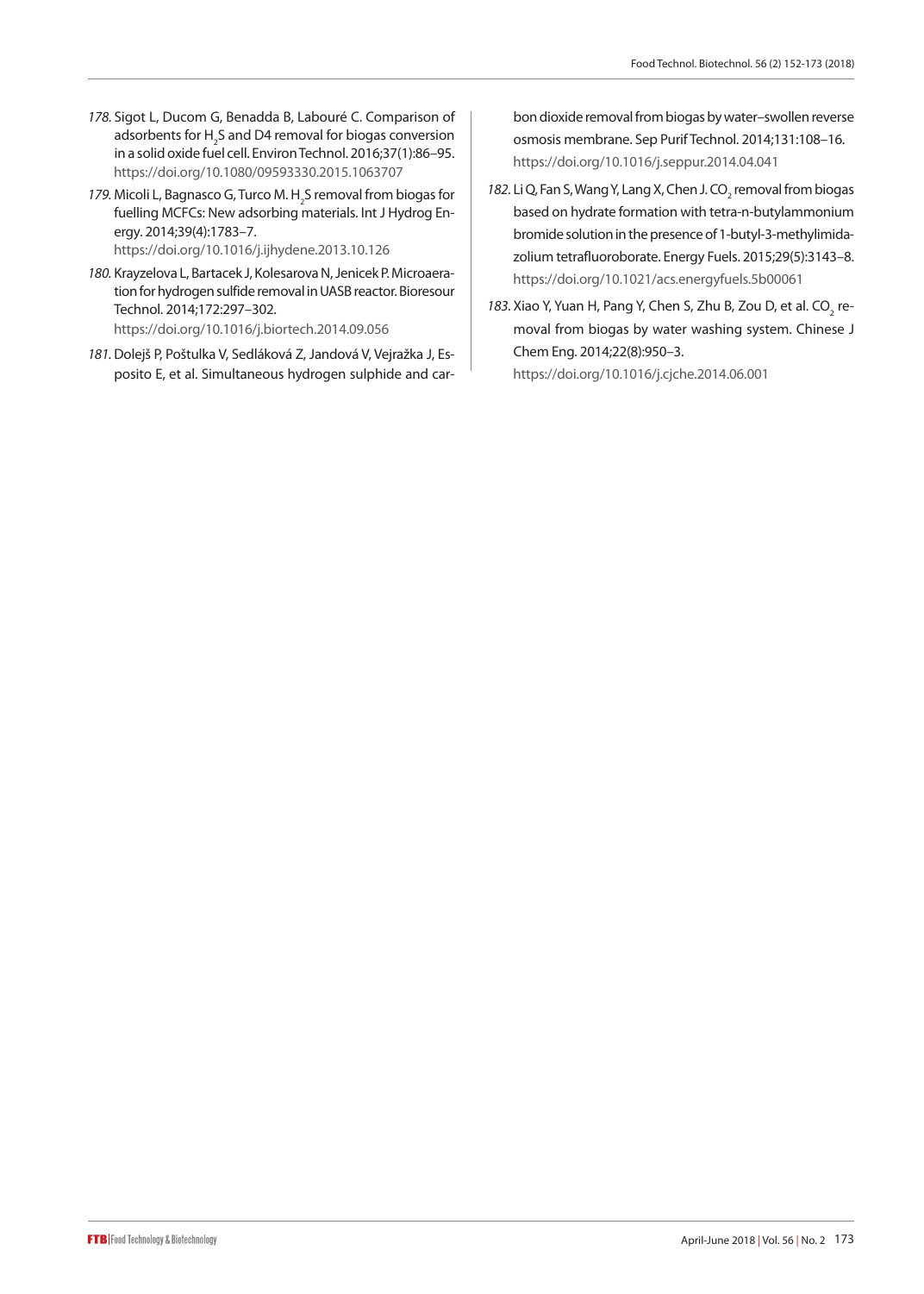178. Sigot L, Ducom G, Benadda B, Labouré C. Comparison of adsorbents for $H_2S$ and D4 removal for biogas conversion in a solid oxide fuel cell. Environ Technol. 2016;37(1):86–95. https://doi.org/10.1080/09593330.2015.1063707

179. Micoli L, Bagnasco G, Turco M. $H_2S$ removal from biogas for fuelling MCFCs: New adsorbing materials. Int J Hydrog Energy. 2014;39(4):1783–7. https://doi.org/10.1016/j.ijhydene.2013.10.126

180. Krayzelova L, Bartacek J, Kolesarova N, Jenicek P. Microaeration for hydrogen sulfide removal in UASB reactor. Bioresour Technol. 2014;172:297–302. https://doi.org/10.1016/j.biortech.2014.09.056

181. Dolejš P, Poštulka V, Sedláková Z, Jandová V, Vejražka J, Esposito E, et al. Simultaneous hydrogen sulphide and carbon dioxide removal from biogas by water–swollen reverse osmosis membrane. Sep Purif Technol. 2014;131:108–16. https://doi.org/10.1016/j.seppur.2014.04.041

182. Li Q, Fan S, Wang Y, Lang X, Chen J. $CO_2$ removal from biogas based on hydrate formation with tetra-n-butylammonium bromide solution in the presence of 1-butyl-3-methylimidazolium tetrafluoroborate. Energy Fuels. 2015;29(5):3143–8. https://doi.org/10.1021/acs.energyfuels.5b00061

183. Xiao Y, Yuan H, Pang Y, Chen S, Zhu B, Zou D, et al. $CO_2$ removal from biogas by water washing system. Chinese J Chem Eng. 2014;22(8):950–3. https://doi.org/10.1016/j.cjche.2014.06.001